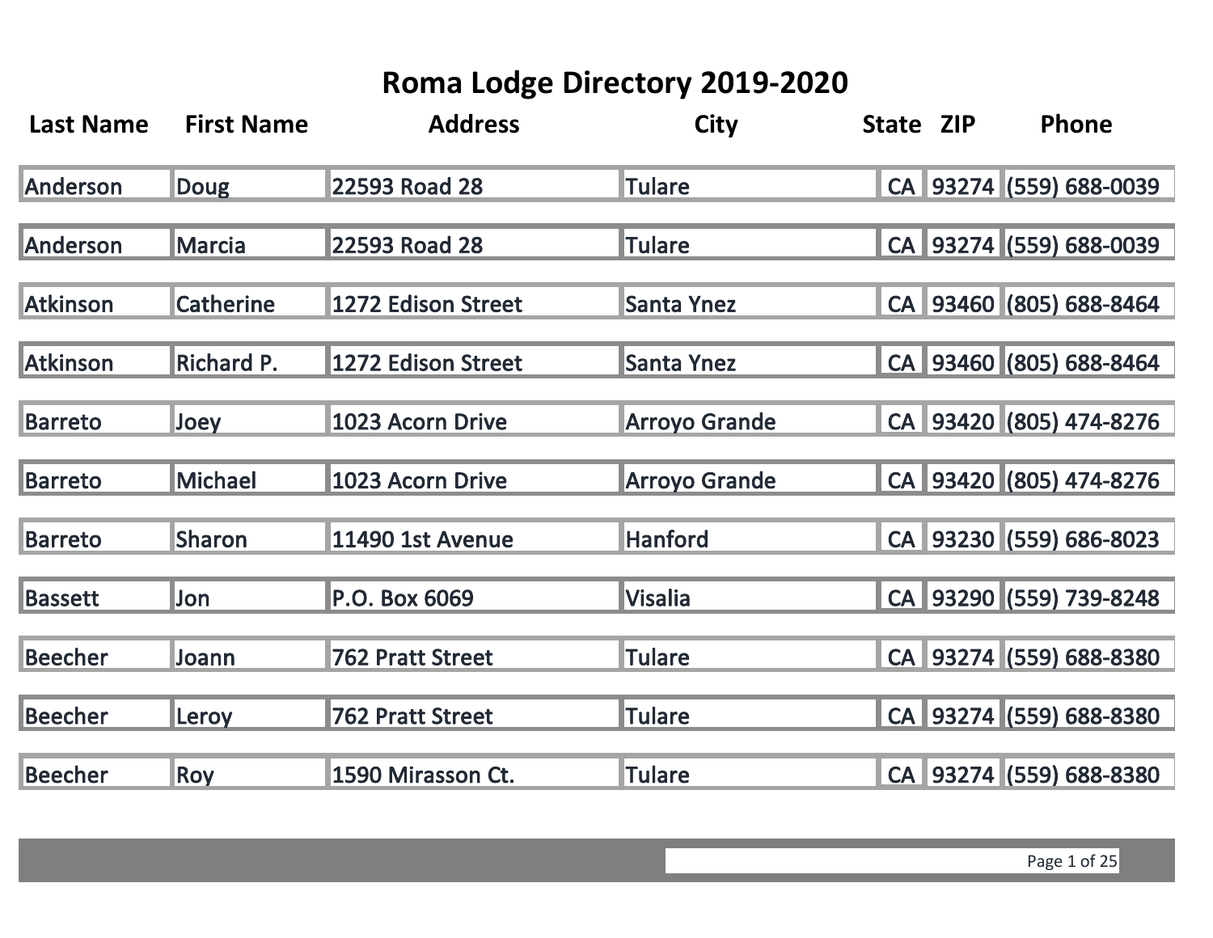# Roma Lodge Directory 2019-2020

| Last Name | First Name | Address | City | State | ZIP | Phone |
|---|---|---|---|---|---|---|
| Anderson | Doug | 22593 Road 28 | Tulare | CA | 93274 | (559) 688-0039 |
| Anderson | Marcia | 22593 Road 28 | Tulare | CA | 93274 | (559) 688-0039 |
| Atkinson | Catherine | 1272 Edison Street | Santa Ynez | CA | 93460 | (805) 688-8464 |
| Atkinson | Richard P. | 1272 Edison Street | Santa Ynez | CA | 93460 | (805) 688-8464 |
| Barreto | Joey | 1023 Acorn Drive | Arroyo Grande | CA | 93420 | (805) 474-8276 |
| Barreto | Michael | 1023 Acorn Drive | Arroyo Grande | CA | 93420 | (805) 474-8276 |
| Barreto | Sharon | 11490 1st Avenue | Hanford | CA | 93230 | (559) 686-8023 |
| Bassett | Jon | P.O. Box 6069 | Visalia | CA | 93290 | (559) 739-8248 |
| Beecher | Joann | 762 Pratt Street | Tulare | CA | 93274 | (559) 688-8380 |
| Beecher | Leroy | 762 Pratt Street | Tulare | CA | 93274 | (559) 688-8380 |
| Beecher | Roy | 1590 Mirasson Ct. | Tulare | CA | 93274 | (559) 688-8380 |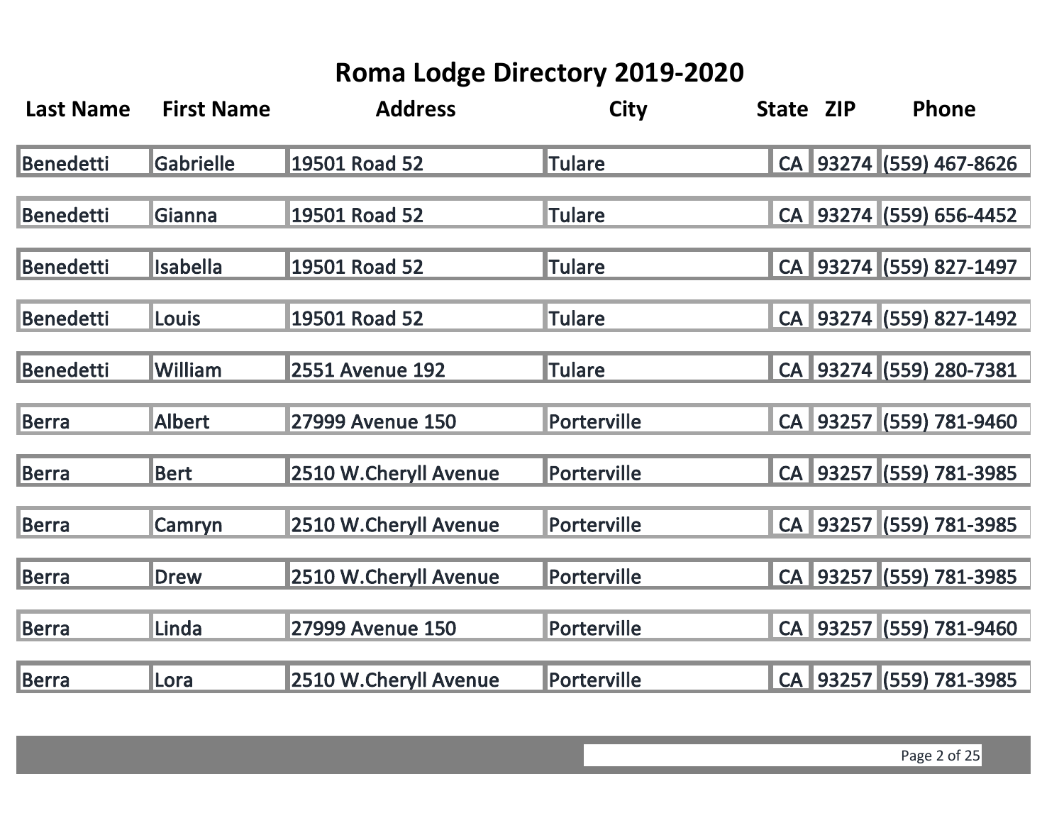# Roma Lodge Directory 2019-2020

| Last Name | First Name | Address | City | State | ZIP | Phone |
|---|---|---|---|---|---|---|
| Benedetti | Gabrielle | 19501 Road 52 | Tulare | CA | 93274 | (559) 467-8626 |
| Benedetti | Gianna | 19501 Road 52 | Tulare | CA | 93274 | (559) 656-4452 |
| Benedetti | Isabella | 19501 Road 52 | Tulare | CA | 93274 | (559) 827-1497 |
| Benedetti | Louis | 19501 Road 52 | Tulare | CA | 93274 | (559) 827-1492 |
| Benedetti | William | 2551 Avenue 192 | Tulare | CA | 93274 | (559) 280-7381 |
| Berra | Albert | 27999 Avenue 150 | Porterville | CA | 93257 | (559) 781-9460 |
| Berra | Bert | 2510 W.Cheryll Avenue | Porterville | CA | 93257 | (559) 781-3985 |
| Berra | Camryn | 2510 W.Cheryll Avenue | Porterville | CA | 93257 | (559) 781-3985 |
| Berra | Drew | 2510 W.Cheryll Avenue | Porterville | CA | 93257 | (559) 781-3985 |
| Berra | Linda | 27999 Avenue 150 | Porterville | CA | 93257 | (559) 781-9460 |
| Berra | Lora | 2510 W.Cheryll Avenue | Porterville | CA | 93257 | (559) 781-3985 |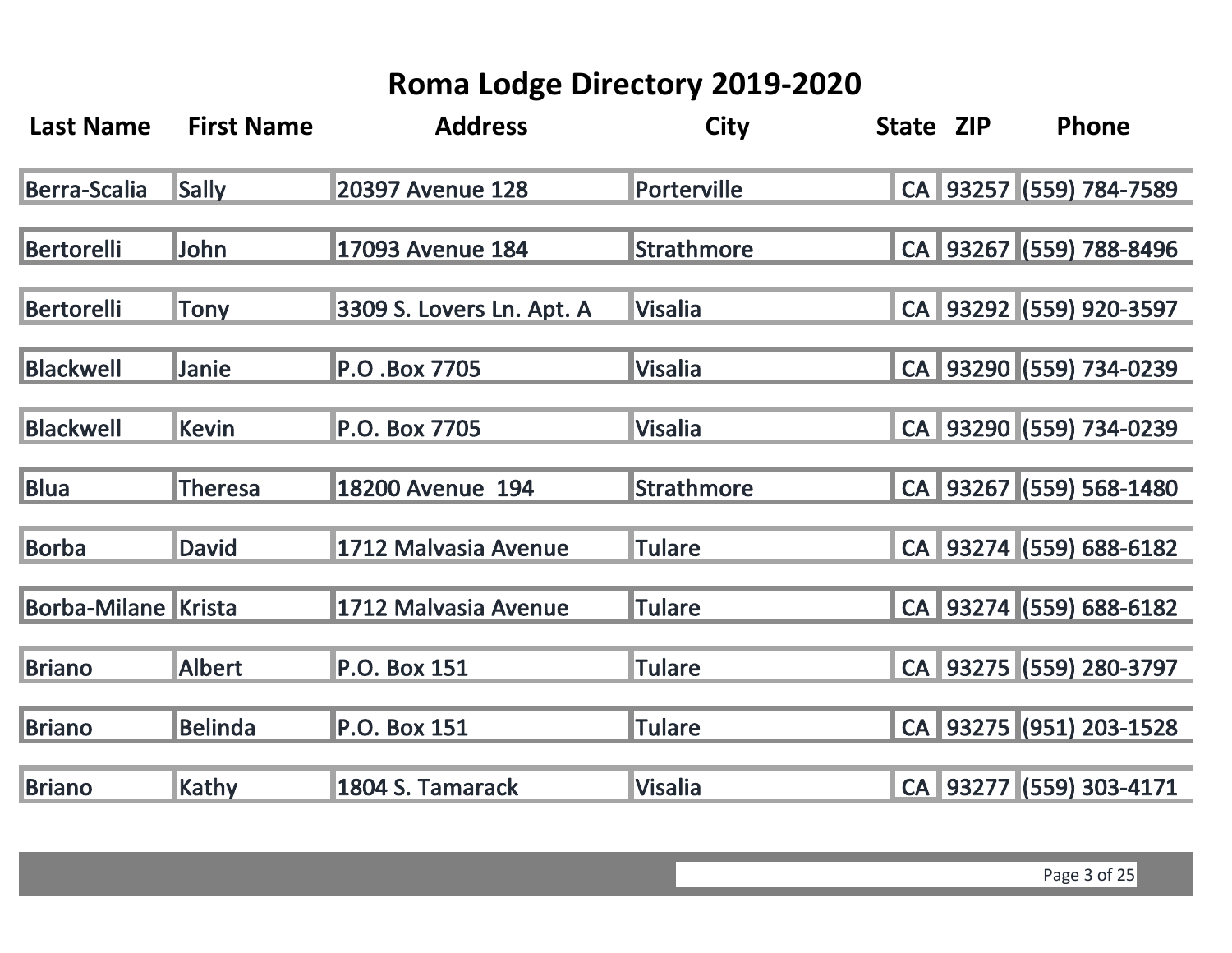# Roma Lodge Directory 2019-2020

| Last Name | First Name | Address | City | State | ZIP | Phone |
|---|---|---|---|---|---|---|
| Berra-Scalia | Sally | 20397 Avenue 128 | Porterville | CA | 93257 | (559) 784-7589 |
| Bertorelli | John | 17093 Avenue 184 | Strathmore | CA | 93267 | (559) 788-8496 |
| Bertorelli | Tony | 3309 S. Lovers Ln. Apt. A | Visalia | CA | 93292 | (559) 920-3597 |
| Blackwell | Janie | P.O .Box 7705 | Visalia | CA | 93290 | (559) 734-0239 |
| Blackwell | Kevin | P.O. Box 7705 | Visalia | CA | 93290 | (559) 734-0239 |
| Blua | Theresa | 18200 Avenue 194 | Strathmore | CA | 93267 | (559) 568-1480 |
| Borba | David | 1712 Malvasia Avenue | Tulare | CA | 93274 | (559) 688-6182 |
| Borba-Milane | Krista | 1712 Malvasia Avenue | Tulare | CA | 93274 | (559) 688-6182 |
| Briano | Albert | P.O. Box 151 | Tulare | CA | 93275 | (559) 280-3797 |
| Briano | Belinda | P.O. Box 151 | Tulare | CA | 93275 | (951) 203-1528 |
| Briano | Kathy | 1804 S. Tamarack | Visalia | CA | 93277 | (559) 303-4171 |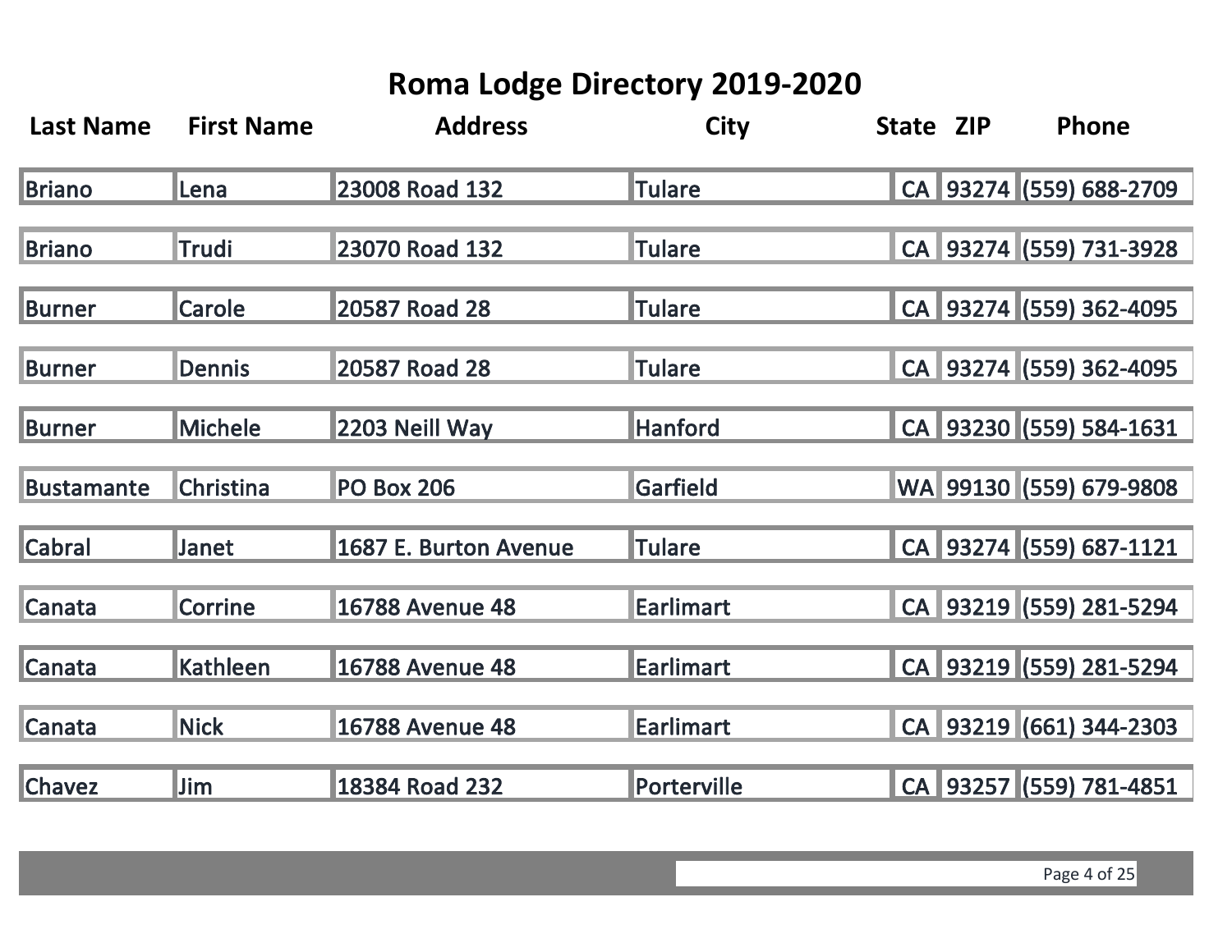# Roma Lodge Directory 2019-2020

| Last Name | First Name | Address | City | State | ZIP | Phone |
|---|---|---|---|---|---|---|
| Briano | Lena | 23008 Road 132 | Tulare | CA | 93274 | (559) 688-2709 |
| Briano | Trudi | 23070 Road 132 | Tulare | CA | 93274 | (559) 731-3928 |
| Burner | Carole | 20587 Road 28 | Tulare | CA | 93274 | (559) 362-4095 |
| Burner | Dennis | 20587 Road 28 | Tulare | CA | 93274 | (559) 362-4095 |
| Burner | Michele | 2203 Neill Way | Hanford | CA | 93230 | (559) 584-1631 |
| Bustamante | Christina | PO Box 206 | Garfield | WA | 99130 | (559) 679-9808 |
| Cabral | Janet | 1687 E. Burton Avenue | Tulare | CA | 93274 | (559) 687-1121 |
| Canata | Corrine | 16788 Avenue 48 | Earlimart | CA | 93219 | (559) 281-5294 |
| Canata | Kathleen | 16788 Avenue 48 | Earlimart | CA | 93219 | (559) 281-5294 |
| Canata | Nick | 16788 Avenue 48 | Earlimart | CA | 93219 | (661) 344-2303 |
| Chavez | Jim | 18384 Road 232 | Porterville | CA | 93257 | (559) 781-4851 |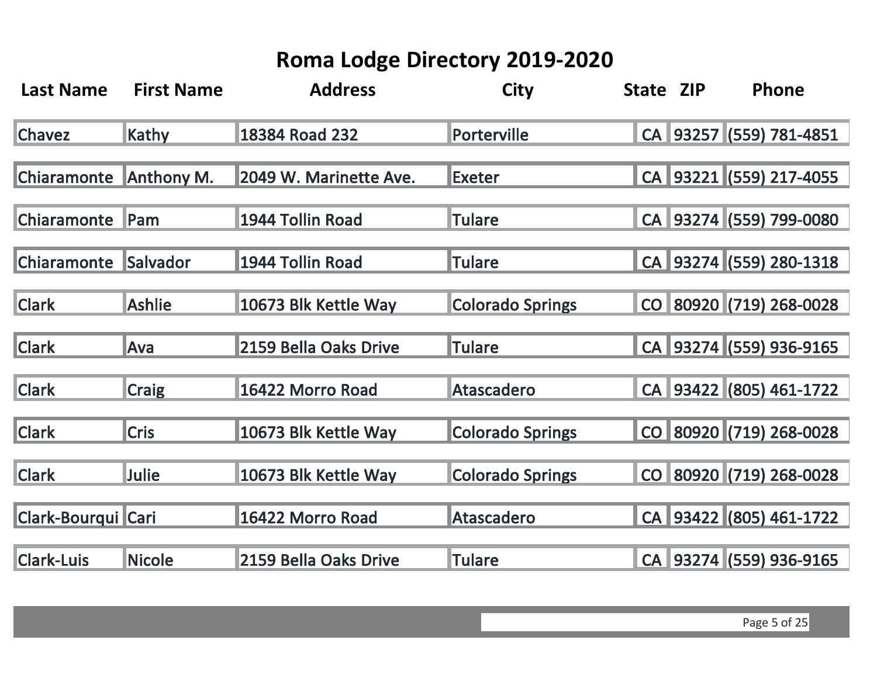# Roma Lodge Directory 2019-2020

| Last Name | First Name | Address | City | State | ZIP | Phone |
|---|---|---|---|---|---|---|
| Chavez | Kathy | 18384 Road 232 | Porterville | CA | 93257 | (559) 781-4851 |
| Chiaramonte | Anthony M. | 2049 W. Marinette Ave. | Exeter | CA | 93221 | (559) 217-4055 |
| Chiaramonte | Pam | 1944 Tollin Road | Tulare | CA | 93274 | (559) 799-0080 |
| Chiaramonte | Salvador | 1944 Tollin Road | Tulare | CA | 93274 | (559) 280-1318 |
| Clark | Ashlie | 10673 Blk Kettle Way | Colorado Springs | CO | 80920 | (719) 268-0028 |
| Clark | Ava | 2159 Bella Oaks Drive | Tulare | CA | 93274 | (559) 936-9165 |
| Clark | Craig | 16422 Morro Road | Atascadero | CA | 93422 | (805) 461-1722 |
| Clark | Cris | 10673 Blk Kettle Way | Colorado Springs | CO | 80920 | (719) 268-0028 |
| Clark | Julie | 10673 Blk Kettle Way | Colorado Springs | CO | 80920 | (719) 268-0028 |
| Clark-Bourqui | Cari | 16422 Morro Road | Atascadero | CA | 93422 | (805) 461-1722 |
| Clark-Luis | Nicole | 2159 Bella Oaks Drive | Tulare | CA | 93274 | (559) 936-9165 |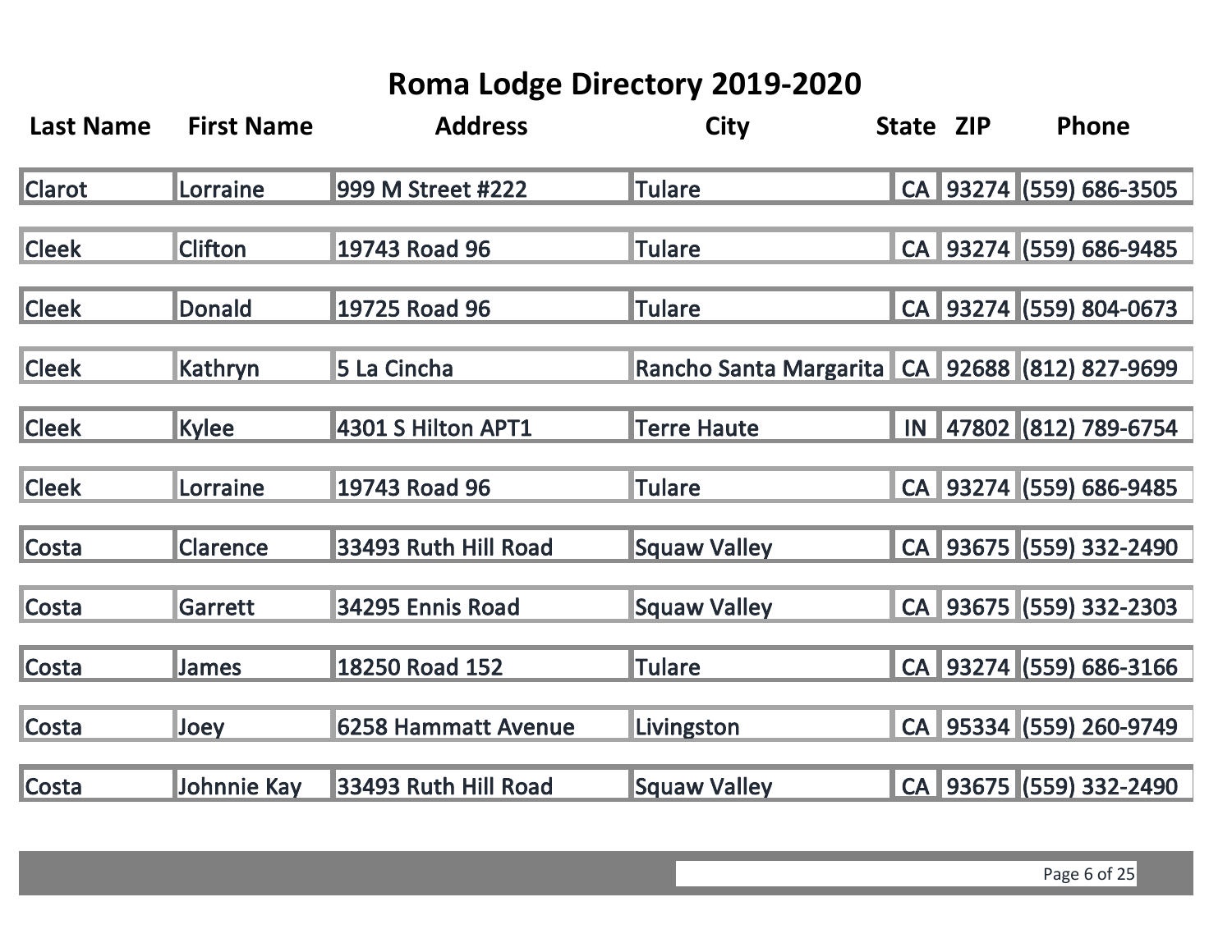# Roma Lodge Directory 2019-2020

| Last Name | First Name | Address | City | State | ZIP | Phone |
|---|---|---|---|---|---|---|
| Clarot | Lorraine | 999 M Street #222 | Tulare | CA | 93274 | (559) 686-3505 |
| Cleek | Clifton | 19743 Road 96 | Tulare | CA | 93274 | (559) 686-9485 |
| Cleek | Donald | 19725 Road 96 | Tulare | CA | 93274 | (559) 804-0673 |
| Cleek | Kathryn | 5 La Cincha | Rancho Santa Margarita | CA | 92688 | (812) 827-9699 |
| Cleek | Kylee | 4301 S Hilton APT1 | Terre Haute | IN | 47802 | (812) 789-6754 |
| Cleek | Lorraine | 19743 Road 96 | Tulare | CA | 93274 | (559) 686-9485 |
| Costa | Clarence | 33493 Ruth Hill Road | Squaw Valley | CA | 93675 | (559) 332-2490 |
| Costa | Garrett | 34295 Ennis Road | Squaw Valley | CA | 93675 | (559) 332-2303 |
| Costa | James | 18250 Road 152 | Tulare | CA | 93274 | (559) 686-3166 |
| Costa | Joey | 6258 Hammatt Avenue | Livingston | CA | 95334 | (559) 260-9749 |
| Costa | Johnnie Kay | 33493 Ruth Hill Road | Squaw Valley | CA | 93675 | (559) 332-2490 |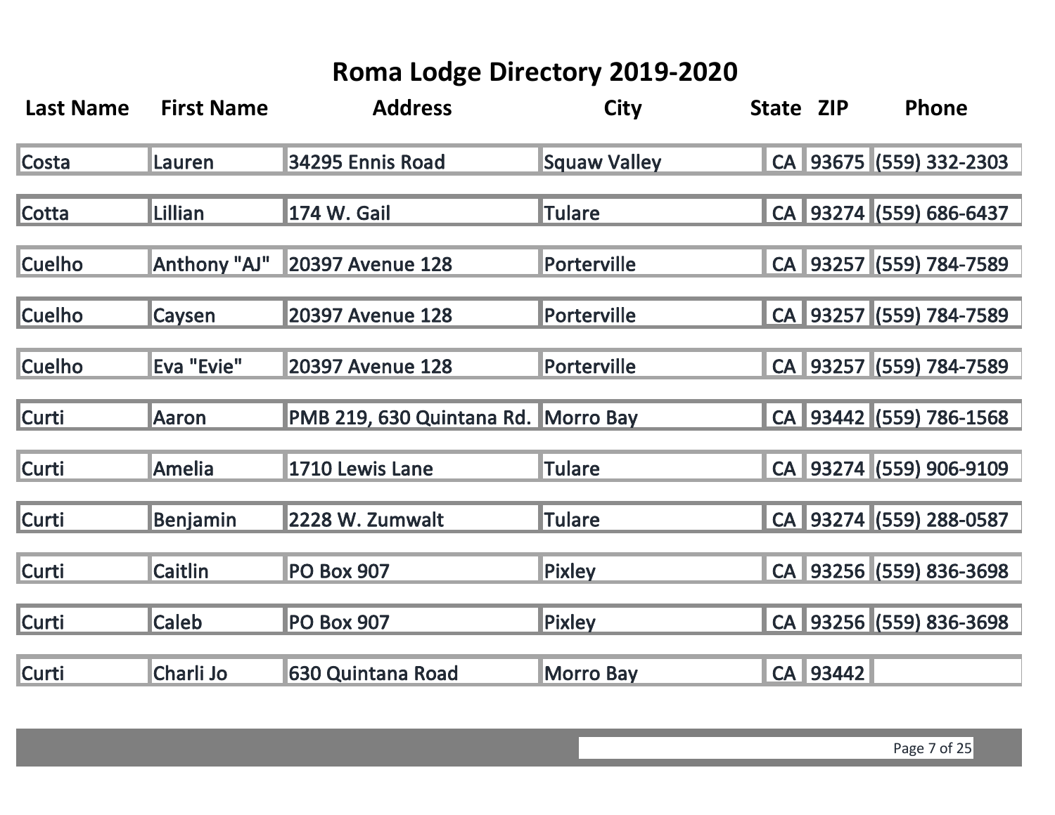# Roma Lodge Directory 2019-2020

| Last Name | First Name | Address | City | State | ZIP | Phone |
|---|---|---|---|---|---|---|
| Costa | Lauren | 34295 Ennis Road | Squaw Valley | CA | 93675 | (559) 332-2303 |
| Cotta | Lillian | 174 W. Gail | Tulare | CA | 93274 | (559) 686-6437 |
| Cuelho | Anthony "AJ" | 20397 Avenue 128 | Porterville | CA | 93257 | (559) 784-7589 |
| Cuelho | Caysen | 20397 Avenue 128 | Porterville | CA | 93257 | (559) 784-7589 |
| Cuelho | Eva "Evie" | 20397 Avenue 128 | Porterville | CA | 93257 | (559) 784-7589 |
| Curti | Aaron | PMB 219, 630 Quintana Rd. | Morro Bay | CA | 93442 | (559) 786-1568 |
| Curti | Amelia | 1710 Lewis Lane | Tulare | CA | 93274 | (559) 906-9109 |
| Curti | Benjamin | 2228 W. Zumwalt | Tulare | CA | 93274 | (559) 288-0587 |
| Curti | Caitlin | PO Box 907 | Pixley | CA | 93256 | (559) 836-3698 |
| Curti | Caleb | PO Box 907 | Pixley | CA | 93256 | (559) 836-3698 |
| Curti | Charli Jo | 630 Quintana Road | Morro Bay | CA | 93442 | |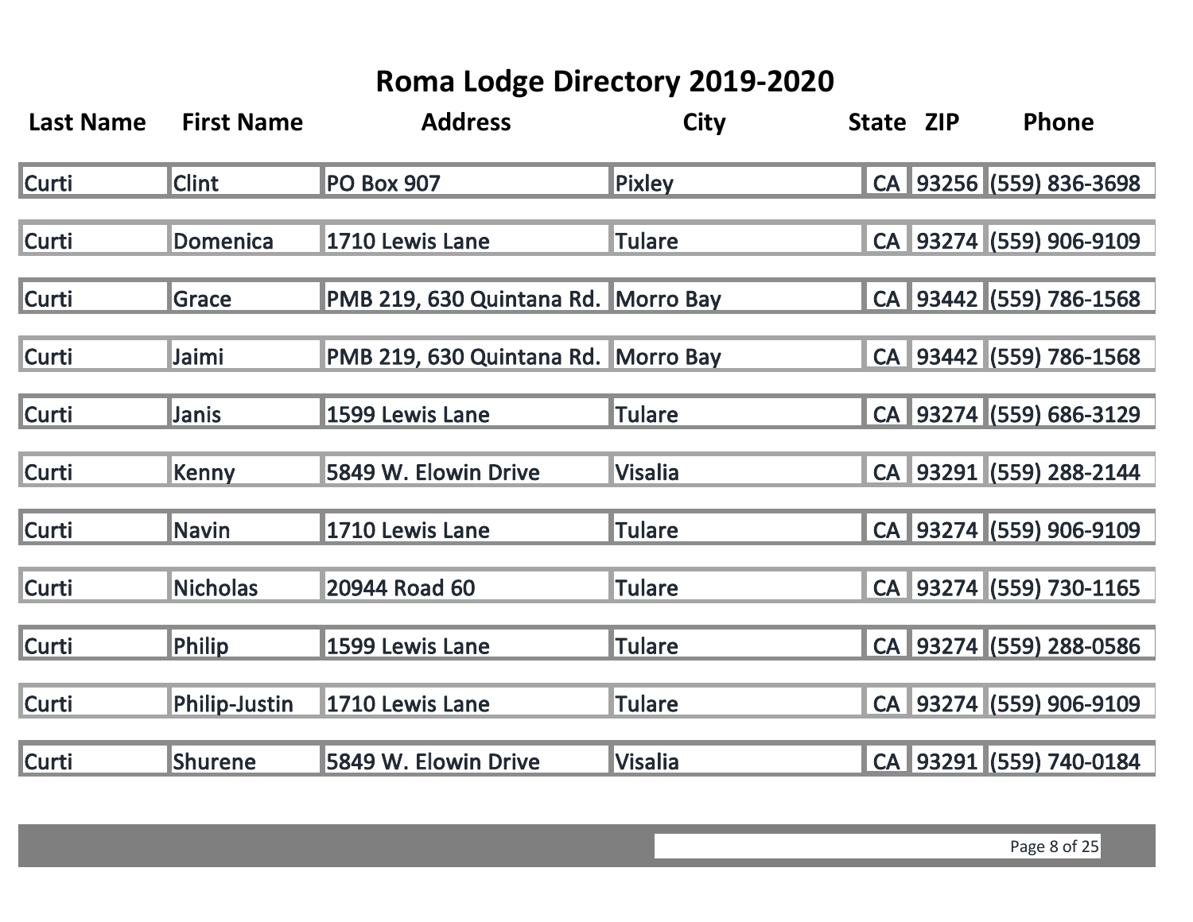# Roma Lodge Directory 2019-2020

| Last Name | First Name | Address | City | State | ZIP | Phone |
|---|---|---|---|---|---|---|
| Curti | Clint | PO Box 907 | Pixley | CA | 93256 | (559) 836-3698 |
| Curti | Domenica | 1710 Lewis Lane | Tulare | CA | 93274 | (559) 906-9109 |
| Curti | Grace | PMB 219, 630 Quintana Rd. | Morro Bay | CA | 93442 | (559) 786-1568 |
| Curti | Jaimi | PMB 219, 630 Quintana Rd. | Morro Bay | CA | 93442 | (559) 786-1568 |
| Curti | Janis | 1599 Lewis Lane | Tulare | CA | 93274 | (559) 686-3129 |
| Curti | Kenny | 5849 W. Elowin Drive | Visalia | CA | 93291 | (559) 288-2144 |
| Curti | Navin | 1710 Lewis Lane | Tulare | CA | 93274 | (559) 906-9109 |
| Curti | Nicholas | 20944 Road 60 | Tulare | CA | 93274 | (559) 730-1165 |
| Curti | Philip | 1599 Lewis Lane | Tulare | CA | 93274 | (559) 288-0586 |
| Curti | Philip-Justin | 1710 Lewis Lane | Tulare | CA | 93274 | (559) 906-9109 |
| Curti | Shurene | 5849 W. Elowin Drive | Visalia | CA | 93291 | (559) 740-0184 |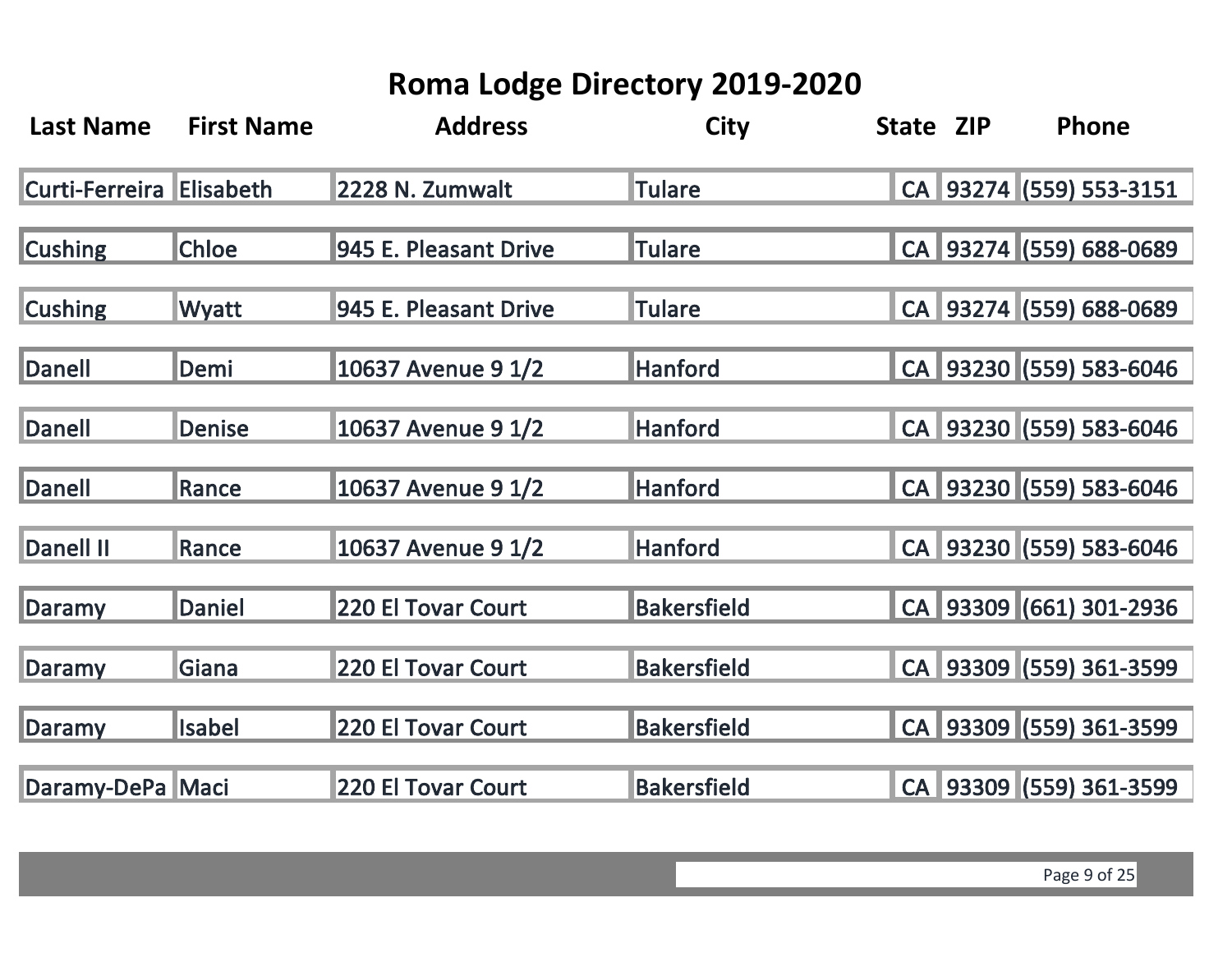# Roma Lodge Directory 2019-2020

| Last Name | First Name | Address | City | State | ZIP | Phone |
|---|---|---|---|---|---|---|
| Curti-Ferreira | Elisabeth | 2228 N. Zumwalt | Tulare | CA | 93274 | (559) 553-3151 |
| Cushing | Chloe | 945 E. Pleasant Drive | Tulare | CA | 93274 | (559) 688-0689 |
| Cushing | Wyatt | 945 E. Pleasant Drive | Tulare | CA | 93274 | (559) 688-0689 |
| Danell | Demi | 10637 Avenue 9 1/2 | Hanford | CA | 93230 | (559) 583-6046 |
| Danell | Denise | 10637 Avenue 9 1/2 | Hanford | CA | 93230 | (559) 583-6046 |
| Danell | Rance | 10637 Avenue 9 1/2 | Hanford | CA | 93230 | (559) 583-6046 |
| Danell II | Rance | 10637 Avenue 9 1/2 | Hanford | CA | 93230 | (559) 583-6046 |
| Daramy | Daniel | 220 El Tovar Court | Bakersfield | CA | 93309 | (661) 301-2936 |
| Daramy | Giana | 220 El Tovar Court | Bakersfield | CA | 93309 | (559) 361-3599 |
| Daramy | Isabel | 220 El Tovar Court | Bakersfield | CA | 93309 | (559) 361-3599 |
| Daramy-DePa | Maci | 220 El Tovar Court | Bakersfield | CA | 93309 | (559) 361-3599 |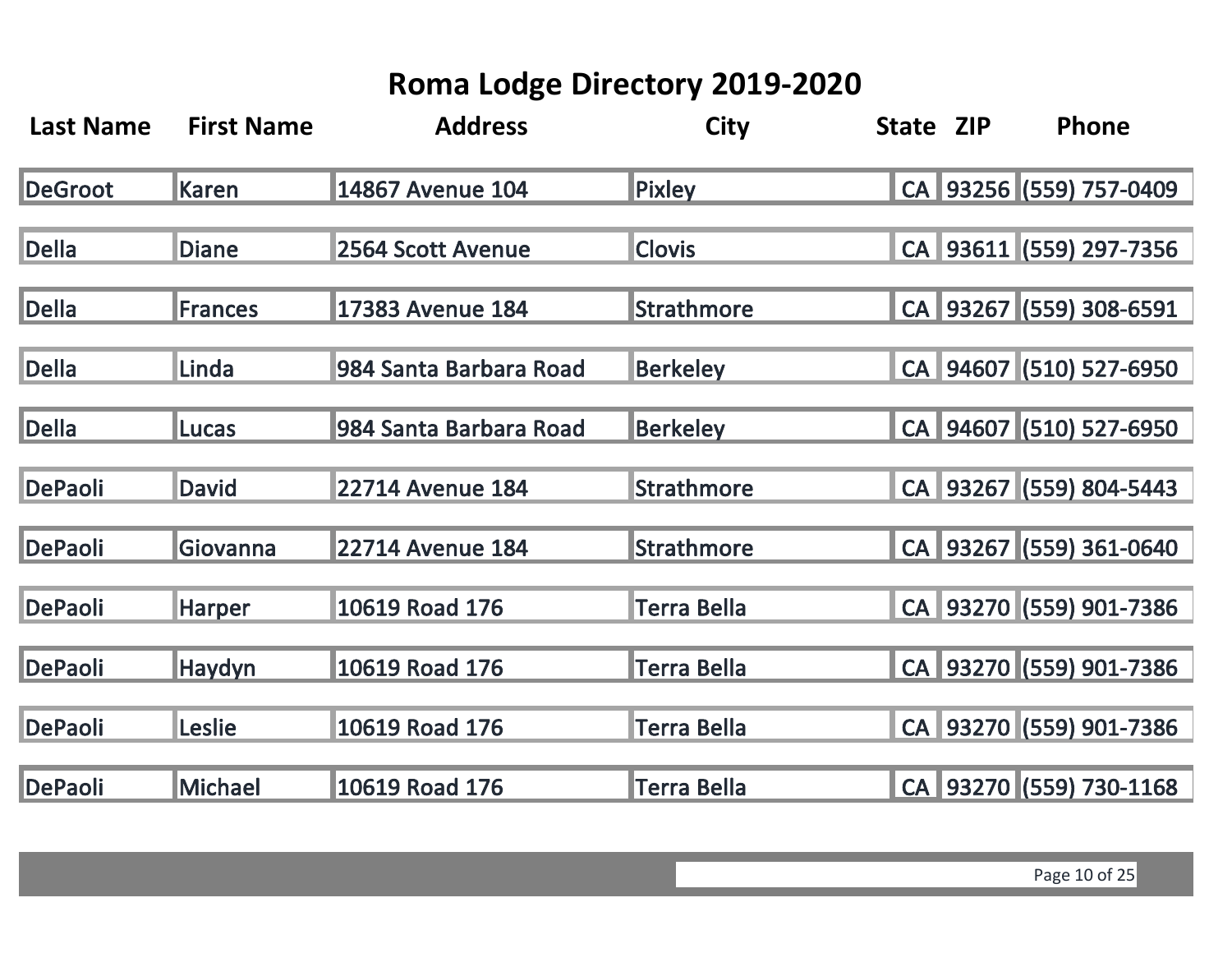# Roma Lodge Directory 2019-2020

| Last Name | First Name | Address | City | State | ZIP | Phone |
|---|---|---|---|---|---|---|
| DeGroot | Karen | 14867 Avenue 104 | Pixley | CA | 93256 | (559) 757-0409 |
| Della | Diane | 2564 Scott Avenue | Clovis | CA | 93611 | (559) 297-7356 |
| Della | Frances | 17383 Avenue 184 | Strathmore | CA | 93267 | (559) 308-6591 |
| Della | Linda | 984 Santa Barbara Road | Berkeley | CA | 94607 | (510) 527-6950 |
| Della | Lucas | 984 Santa Barbara Road | Berkeley | CA | 94607 | (510) 527-6950 |
| DePaoli | David | 22714 Avenue 184 | Strathmore | CA | 93267 | (559) 804-5443 |
| DePaoli | Giovanna | 22714 Avenue 184 | Strathmore | CA | 93267 | (559) 361-0640 |
| DePaoli | Harper | 10619 Road 176 | Terra Bella | CA | 93270 | (559) 901-7386 |
| DePaoli | Haydyn | 10619 Road 176 | Terra Bella | CA | 93270 | (559) 901-7386 |
| DePaoli | Leslie | 10619 Road 176 | Terra Bella | CA | 93270 | (559) 901-7386 |
| DePaoli | Michael | 10619 Road 176 | Terra Bella | CA | 93270 | (559) 730-1168 |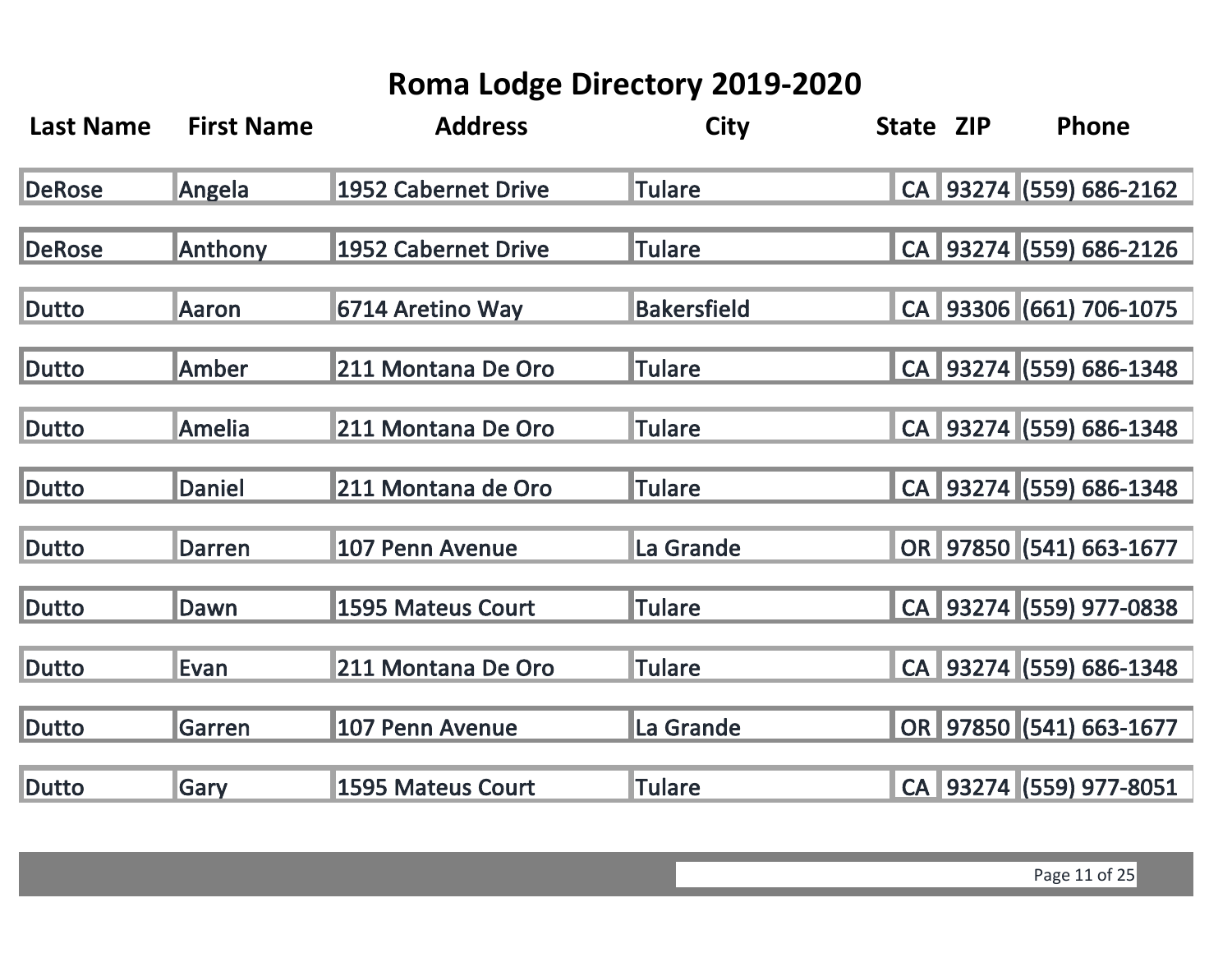# Roma Lodge Directory 2019-2020

| Last Name | First Name | Address | City | State | ZIP | Phone |
|---|---|---|---|---|---|---|
| DeRose | Angela | 1952 Cabernet Drive | Tulare | CA | 93274 | (559) 686-2162 |
| DeRose | Anthony | 1952 Cabernet Drive | Tulare | CA | 93274 | (559) 686-2126 |
| Dutto | Aaron | 6714 Aretino Way | Bakersfield | CA | 93306 | (661) 706-1075 |
| Dutto | Amber | 211 Montana De Oro | Tulare | CA | 93274 | (559) 686-1348 |
| Dutto | Amelia | 211 Montana De Oro | Tulare | CA | 93274 | (559) 686-1348 |
| Dutto | Daniel | 211 Montana de Oro | Tulare | CA | 93274 | (559) 686-1348 |
| Dutto | Darren | 107 Penn Avenue | La Grande | OR | 97850 | (541) 663-1677 |
| Dutto | Dawn | 1595 Mateus Court | Tulare | CA | 93274 | (559) 977-0838 |
| Dutto | Evan | 211 Montana De Oro | Tulare | CA | 93274 | (559) 686-1348 |
| Dutto | Garren | 107 Penn Avenue | La Grande | OR | 97850 | (541) 663-1677 |
| Dutto | Gary | 1595 Mateus Court | Tulare | CA | 93274 | (559) 977-8051 |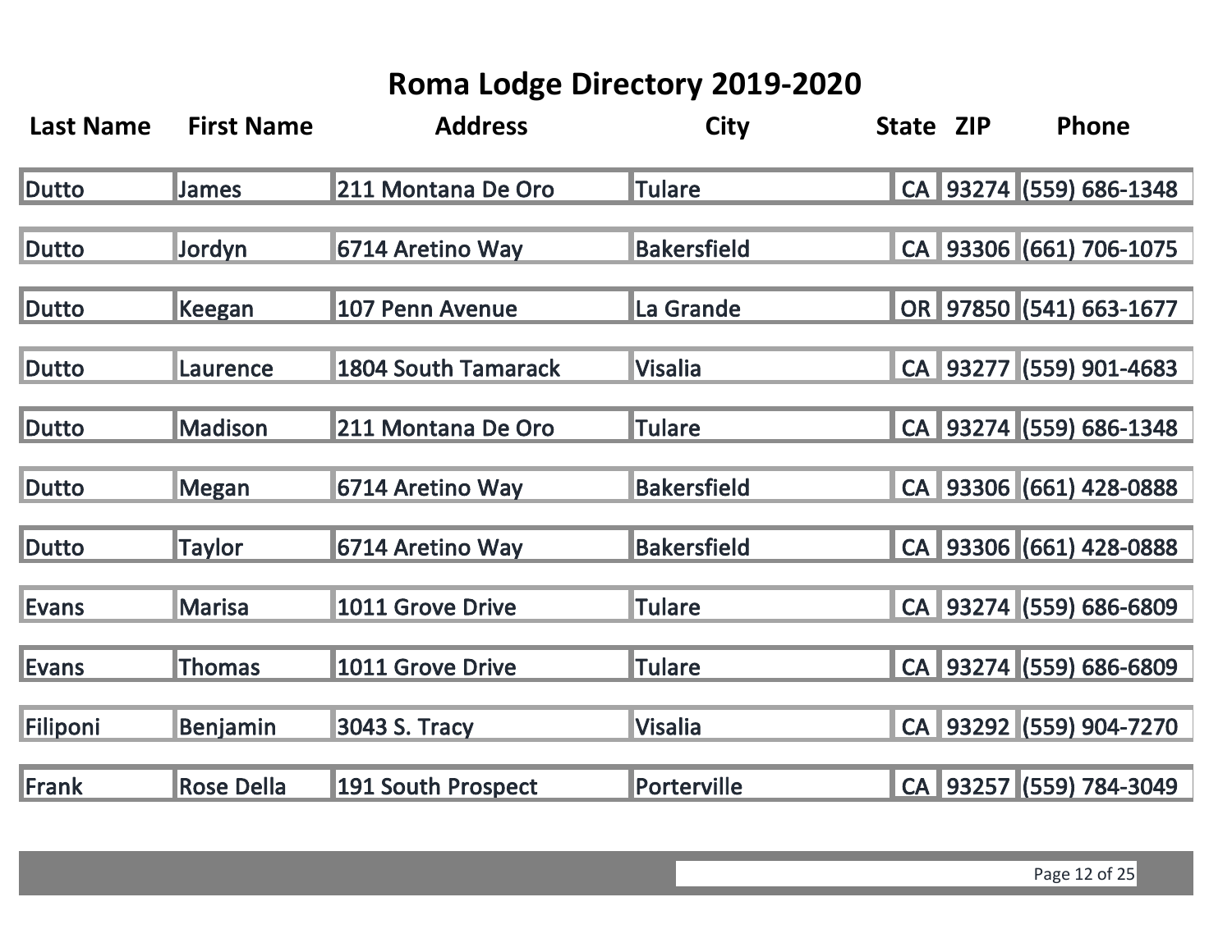# Roma Lodge Directory 2019-2020

| Last Name | First Name | Address | City | State | ZIP | Phone |
|---|---|---|---|---|---|---|
| Dutto | James | 211 Montana De Oro | Tulare | CA | 93274 | (559) 686-1348 |
| Dutto | Jordyn | 6714 Aretino Way | Bakersfield | CA | 93306 | (661) 706-1075 |
| Dutto | Keegan | 107 Penn Avenue | La Grande | OR | 97850 | (541) 663-1677 |
| Dutto | Laurence | 1804 South Tamarack | Visalia | CA | 93277 | (559) 901-4683 |
| Dutto | Madison | 211 Montana De Oro | Tulare | CA | 93274 | (559) 686-1348 |
| Dutto | Megan | 6714 Aretino Way | Bakersfield | CA | 93306 | (661) 428-0888 |
| Dutto | Taylor | 6714 Aretino Way | Bakersfield | CA | 93306 | (661) 428-0888 |
| Evans | Marisa | 1011 Grove Drive | Tulare | CA | 93274 | (559) 686-6809 |
| Evans | Thomas | 1011 Grove Drive | Tulare | CA | 93274 | (559) 686-6809 |
| Filiponi | Benjamin | 3043 S. Tracy | Visalia | CA | 93292 | (559) 904-7270 |
| Frank | Rose Della | 191 South Prospect | Porterville | CA | 93257 | (559) 784-3049 |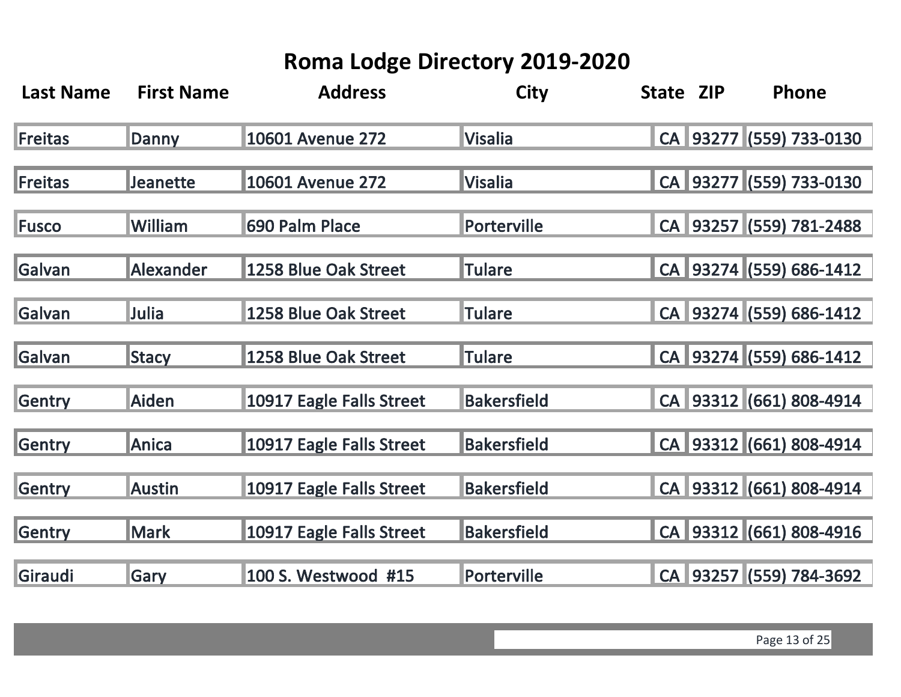# Roma Lodge Directory 2019-2020

| Last Name | First Name | Address | City | State | ZIP | Phone |
|---|---|---|---|---|---|---|
| Freitas | Danny | 10601 Avenue 272 | Visalia | CA | 93277 | (559) 733-0130 |
| Freitas | Jeanette | 10601 Avenue 272 | Visalia | CA | 93277 | (559) 733-0130 |
| Fusco | William | 690 Palm Place | Porterville | CA | 93257 | (559) 781-2488 |
| Galvan | Alexander | 1258 Blue Oak Street | Tulare | CA | 93274 | (559) 686-1412 |
| Galvan | Julia | 1258 Blue Oak Street | Tulare | CA | 93274 | (559) 686-1412 |
| Galvan | Stacy | 1258 Blue Oak Street | Tulare | CA | 93274 | (559) 686-1412 |
| Gentry | Aiden | 10917 Eagle Falls Street | Bakersfield | CA | 93312 | (661) 808-4914 |
| Gentry | Anica | 10917 Eagle Falls Street | Bakersfield | CA | 93312 | (661) 808-4914 |
| Gentry | Austin | 10917 Eagle Falls Street | Bakersfield | CA | 93312 | (661) 808-4914 |
| Gentry | Mark | 10917 Eagle Falls Street | Bakersfield | CA | 93312 | (661) 808-4916 |
| Giraudi | Gary | 100 S. Westwood #15 | Porterville | CA | 93257 | (559) 784-3692 |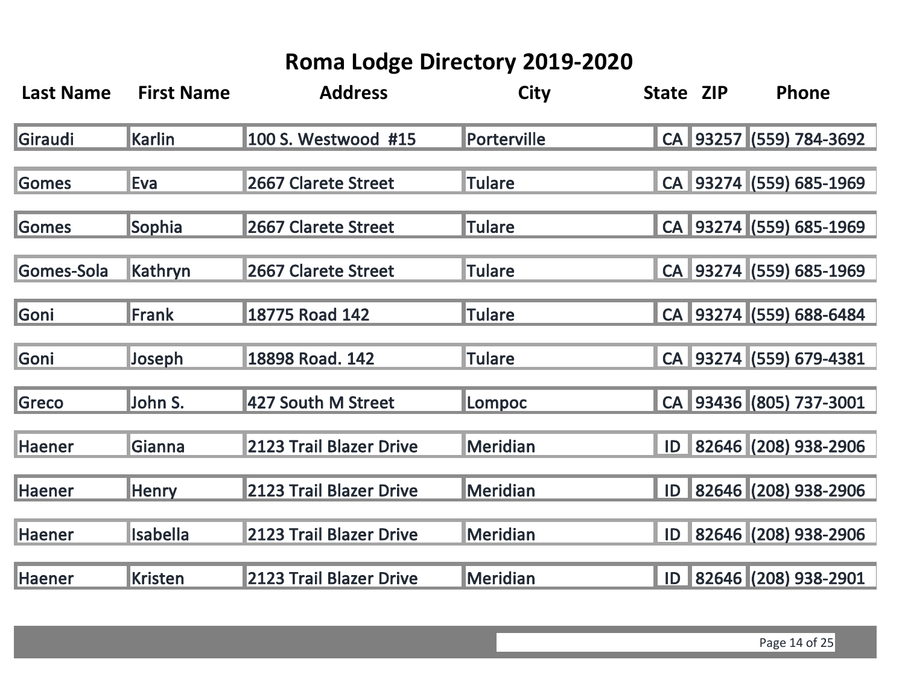# Roma Lodge Directory 2019-2020

| Last Name | First Name | Address | City | State | ZIP | Phone |
|---|---|---|---|---|---|---|
| Giraudi | Karlin | 100 S. Westwood #15 | Porterville | CA | 93257 | (559) 784-3692 |
| Gomes | Eva | 2667 Clarete Street | Tulare | CA | 93274 | (559) 685-1969 |
| Gomes | Sophia | 2667 Clarete Street | Tulare | CA | 93274 | (559) 685-1969 |
| Gomes-Sola | Kathryn | 2667 Clarete Street | Tulare | CA | 93274 | (559) 685-1969 |
| Goni | Frank | 18775 Road 142 | Tulare | CA | 93274 | (559) 688-6484 |
| Goni | Joseph | 18898 Road. 142 | Tulare | CA | 93274 | (559) 679-4381 |
| Greco | John S. | 427 South M Street | Lompoc | CA | 93436 | (805) 737-3001 |
| Haener | Gianna | 2123 Trail Blazer Drive | Meridian | ID | 82646 | (208) 938-2906 |
| Haener | Henry | 2123 Trail Blazer Drive | Meridian | ID | 82646 | (208) 938-2906 |
| Haener | Isabella | 2123 Trail Blazer Drive | Meridian | ID | 82646 | (208) 938-2906 |
| Haener | Kristen | 2123 Trail Blazer Drive | Meridian | ID | 82646 | (208) 938-2901 |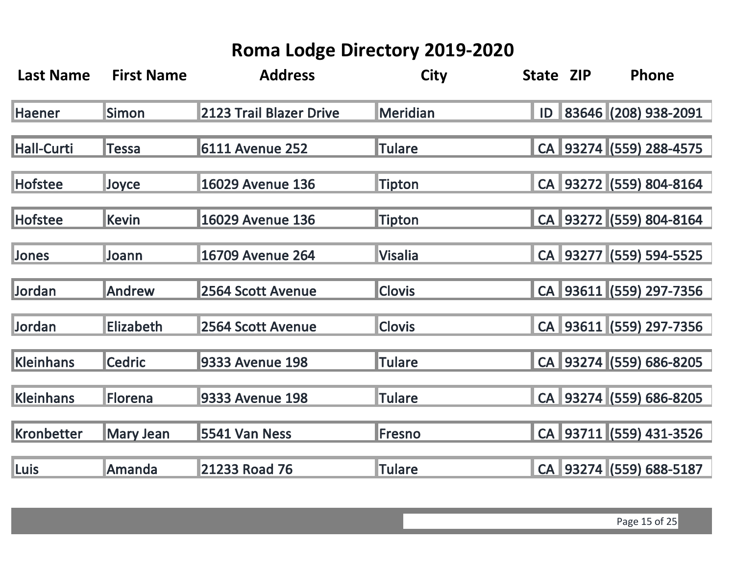# Roma Lodge Directory 2019-2020

| Last Name | First Name | Address | City | State | ZIP | Phone |
|---|---|---|---|---|---|---|
| Haener | Simon | 2123 Trail Blazer Drive | Meridian | ID | 83646 | (208) 938-2091 |
| Hall-Curti | Tessa | 6111 Avenue 252 | Tulare | CA | 93274 | (559) 288-4575 |
| Hofstee | Joyce | 16029 Avenue 136 | Tipton | CA | 93272 | (559) 804-8164 |
| Hofstee | Kevin | 16029 Avenue 136 | Tipton | CA | 93272 | (559) 804-8164 |
| Jones | Joann | 16709 Avenue 264 | Visalia | CA | 93277 | (559) 594-5525 |
| Jordan | Andrew | 2564 Scott Avenue | Clovis | CA | 93611 | (559) 297-7356 |
| Jordan | Elizabeth | 2564 Scott Avenue | Clovis | CA | 93611 | (559) 297-7356 |
| Kleinhans | Cedric | 9333 Avenue 198 | Tulare | CA | 93274 | (559) 686-8205 |
| Kleinhans | Florena | 9333 Avenue 198 | Tulare | CA | 93274 | (559) 686-8205 |
| Kronbetter | Mary Jean | 5541 Van Ness | Fresno | CA | 93711 | (559) 431-3526 |
| Luis | Amanda | 21233 Road 76 | Tulare | CA | 93274 | (559) 688-5187 |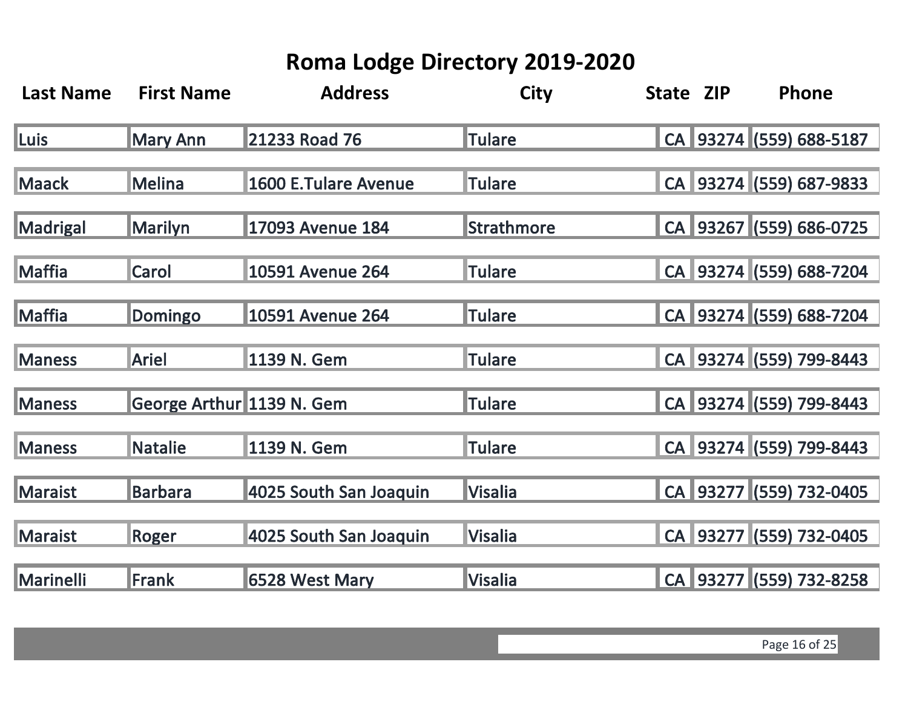# Roma Lodge Directory 2019-2020

| Last Name | First Name | Address | City | State | ZIP | Phone |
|---|---|---|---|---|---|---|
| Luis | Mary Ann | 21233 Road 76 | Tulare | CA | 93274 | (559) 688-5187 |
| Maack | Melina | 1600 E.Tulare Avenue | Tulare | CA | 93274 | (559) 687-9833 |
| Madrigal | Marilyn | 17093 Avenue 184 | Strathmore | CA | 93267 | (559) 686-0725 |
| Maffia | Carol | 10591 Avenue 264 | Tulare | CA | 93274 | (559) 688-7204 |
| Maffia | Domingo | 10591 Avenue 264 | Tulare | CA | 93274 | (559) 688-7204 |
| Maness | Ariel | 1139 N. Gem | Tulare | CA | 93274 | (559) 799-8443 |
| Maness | George Arthur | 1139 N. Gem | Tulare | CA | 93274 | (559) 799-8443 |
| Maness | Natalie | 1139 N. Gem | Tulare | CA | 93274 | (559) 799-8443 |
| Maraist | Barbara | 4025 South San Joaquin | Visalia | CA | 93277 | (559) 732-0405 |
| Maraist | Roger | 4025 South San Joaquin | Visalia | CA | 93277 | (559) 732-0405 |
| Marinelli | Frank | 6528 West Mary | Visalia | CA | 93277 | (559) 732-8258 |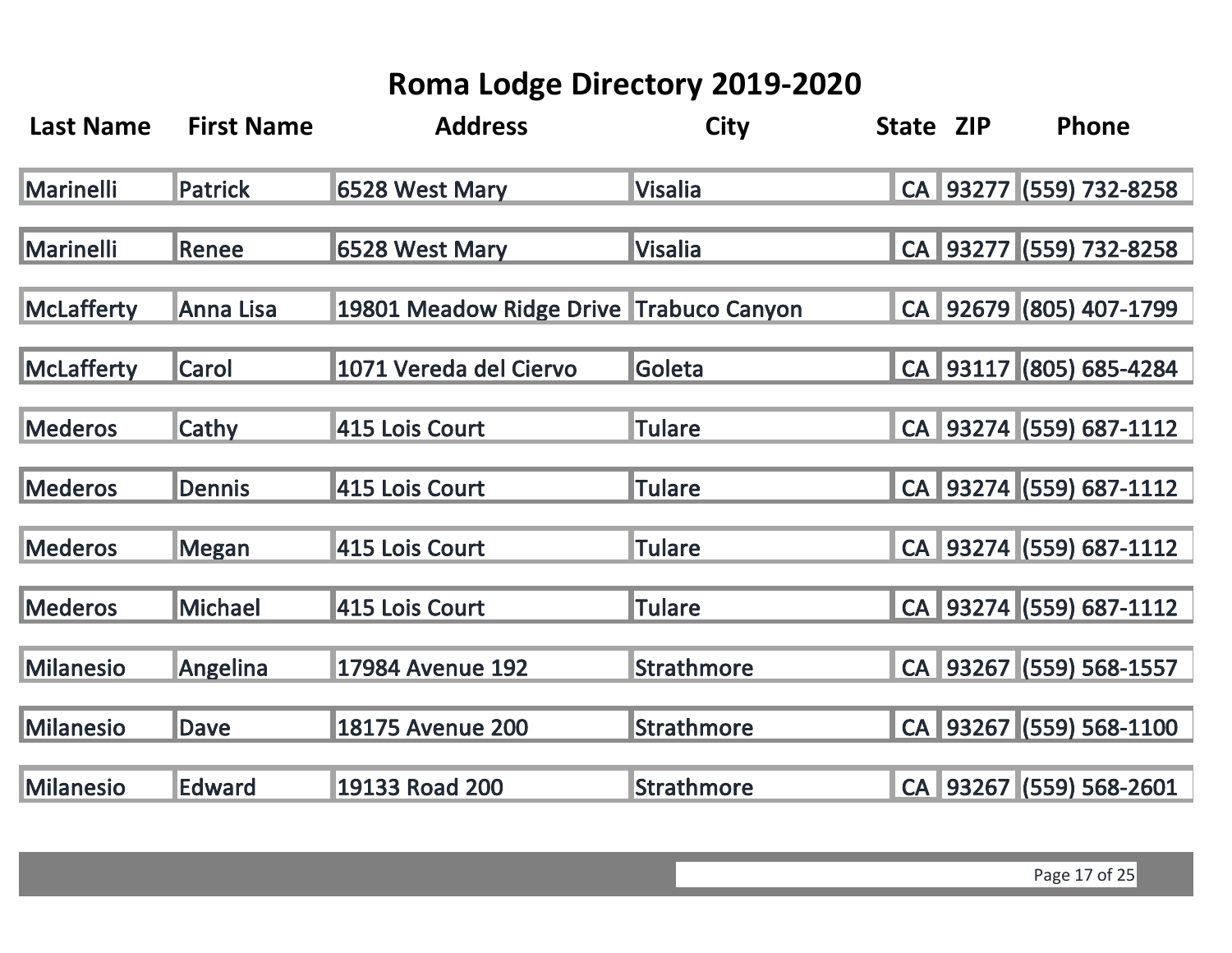# Roma Lodge Directory 2019-2020

| Last Name | First Name | Address | City | State | ZIP | Phone |
|---|---|---|---|---|---|---|
| Marinelli | Patrick | 6528 West Mary | Visalia | CA | 93277 | (559) 732-8258 |
| Marinelli | Renee | 6528 West Mary | Visalia | CA | 93277 | (559) 732-8258 |
| McLafferty | Anna Lisa | 19801 Meadow Ridge Drive | Trabuco Canyon | CA | 92679 | (805) 407-1799 |
| McLafferty | Carol | 1071 Vereda del Ciervo | Goleta | CA | 93117 | (805) 685-4284 |
| Mederos | Cathy | 415 Lois Court | Tulare | CA | 93274 | (559) 687-1112 |
| Mederos | Dennis | 415 Lois Court | Tulare | CA | 93274 | (559) 687-1112 |
| Mederos | Megan | 415 Lois Court | Tulare | CA | 93274 | (559) 687-1112 |
| Mederos | Michael | 415 Lois Court | Tulare | CA | 93274 | (559) 687-1112 |
| Milanesio | Angelina | 17984 Avenue 192 | Strathmore | CA | 93267 | (559) 568-1557 |
| Milanesio | Dave | 18175 Avenue 200 | Strathmore | CA | 93267 | (559) 568-1100 |
| Milanesio | Edward | 19133 Road 200 | Strathmore | CA | 93267 | (559) 568-2601 |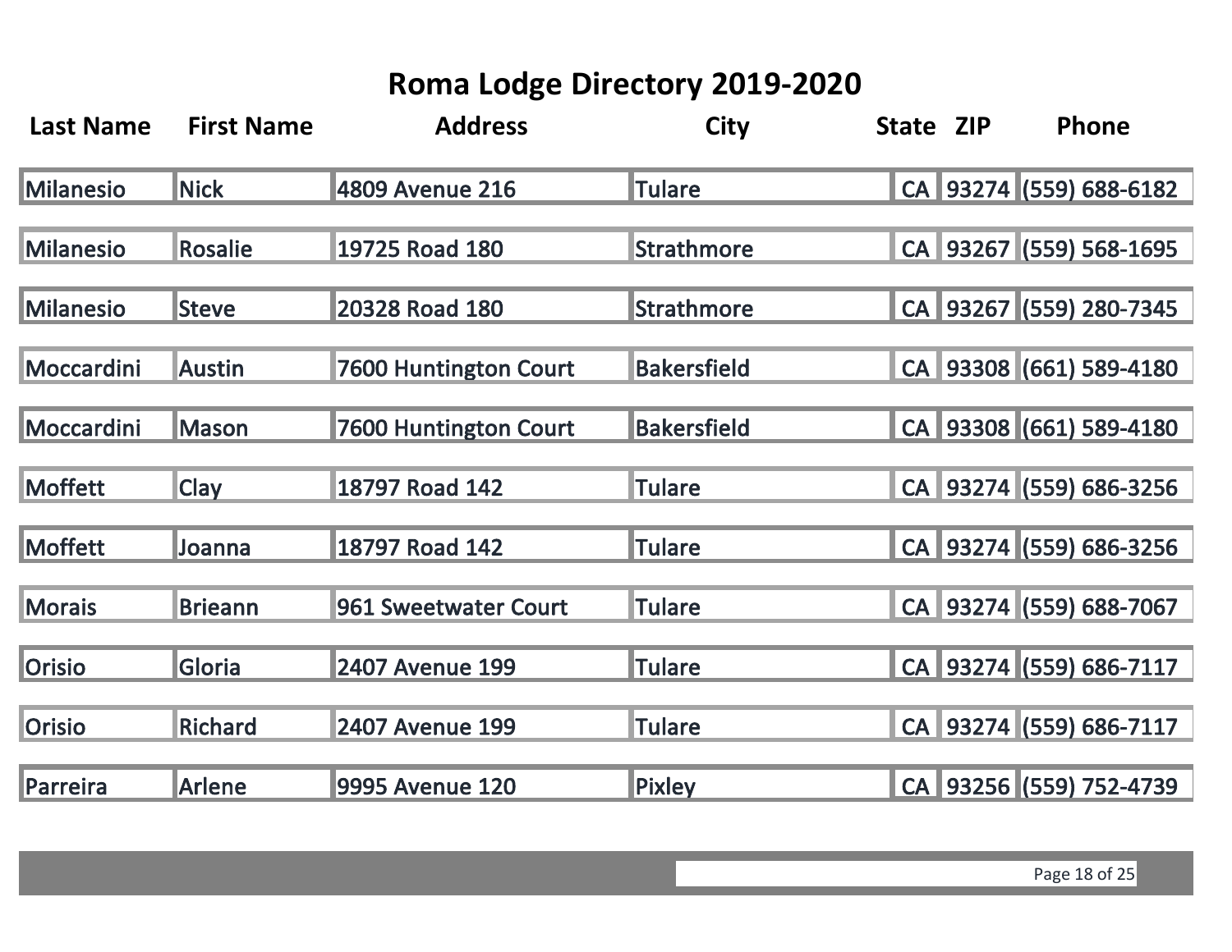# Roma Lodge Directory 2019-2020

| Last Name | First Name | Address | City | State | ZIP | Phone |
|---|---|---|---|---|---|---|
| Milanesio | Nick | 4809 Avenue 216 | Tulare | CA | 93274 | (559) 688-6182 |
| Milanesio | Rosalie | 19725 Road 180 | Strathmore | CA | 93267 | (559) 568-1695 |
| Milanesio | Steve | 20328 Road 180 | Strathmore | CA | 93267 | (559) 280-7345 |
| Moccardini | Austin | 7600 Huntington Court | Bakersfield | CA | 93308 | (661) 589-4180 |
| Moccardini | Mason | 7600 Huntington Court | Bakersfield | CA | 93308 | (661) 589-4180 |
| Moffett | Clay | 18797 Road 142 | Tulare | CA | 93274 | (559) 686-3256 |
| Moffett | Joanna | 18797 Road 142 | Tulare | CA | 93274 | (559) 686-3256 |
| Morais | Brieann | 961 Sweetwater Court | Tulare | CA | 93274 | (559) 688-7067 |
| Orisio | Gloria | 2407 Avenue 199 | Tulare | CA | 93274 | (559) 686-7117 |
| Orisio | Richard | 2407 Avenue 199 | Tulare | CA | 93274 | (559) 686-7117 |
| Parreira | Arlene | 9995 Avenue 120 | Pixley | CA | 93256 | (559) 752-4739 |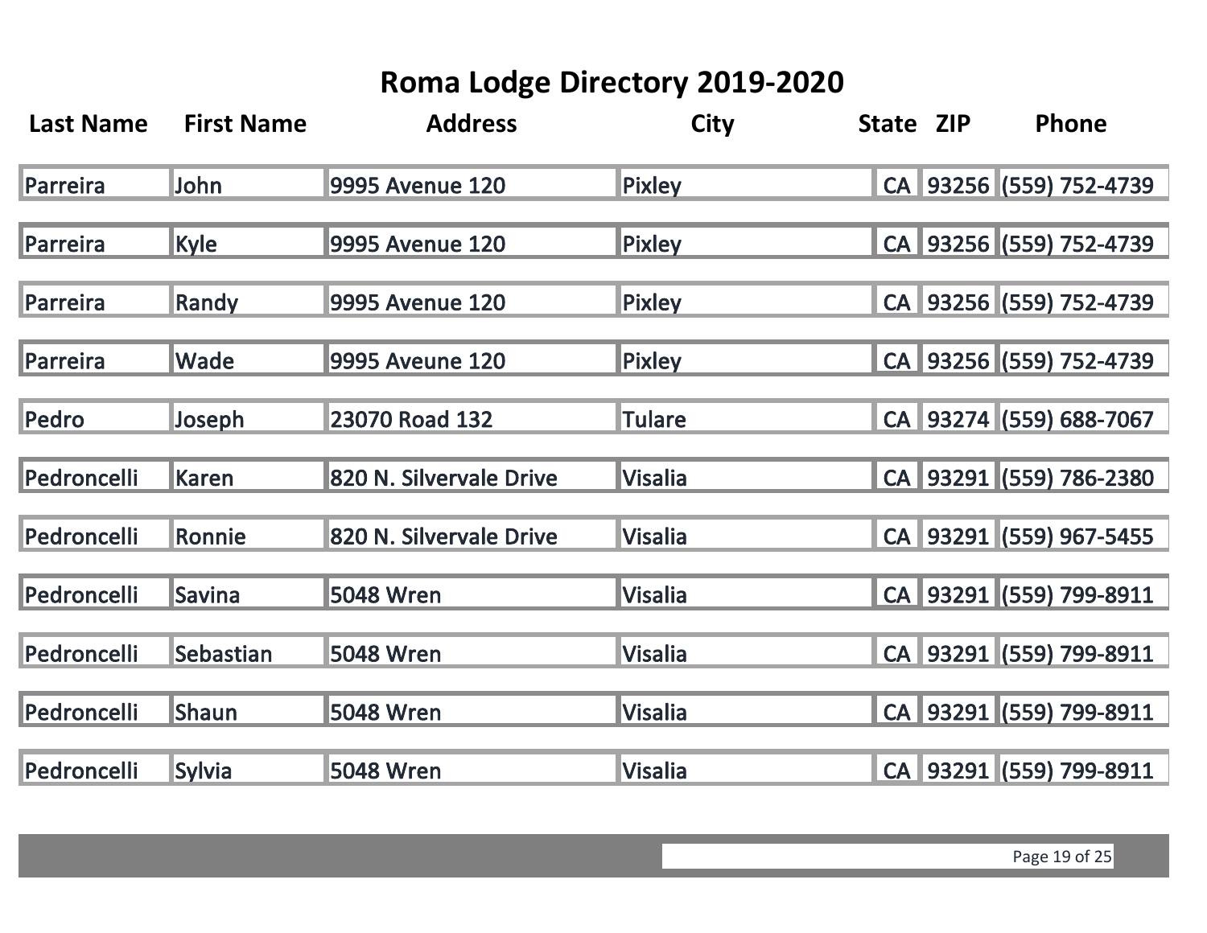# Roma Lodge Directory 2019-2020

| Last Name | First Name | Address | City | State | ZIP | Phone |
|---|---|---|---|---|---|---|
| Parreira | John | 9995 Avenue 120 | Pixley | CA | 93256 | (559) 752-4739 |
| Parreira | Kyle | 9995 Avenue 120 | Pixley | CA | 93256 | (559) 752-4739 |
| Parreira | Randy | 9995 Avenue 120 | Pixley | CA | 93256 | (559) 752-4739 |
| Parreira | Wade | 9995 Aveune 120 | Pixley | CA | 93256 | (559) 752-4739 |
| Pedro | Joseph | 23070 Road 132 | Tulare | CA | 93274 | (559) 688-7067 |
| Pedroncelli | Karen | 820 N. Silvervale Drive | Visalia | CA | 93291 | (559) 786-2380 |
| Pedroncelli | Ronnie | 820 N. Silvervale Drive | Visalia | CA | 93291 | (559) 967-5455 |
| Pedroncelli | Savina | 5048 Wren | Visalia | CA | 93291 | (559) 799-8911 |
| Pedroncelli | Sebastian | 5048 Wren | Visalia | CA | 93291 | (559) 799-8911 |
| Pedroncelli | Shaun | 5048 Wren | Visalia | CA | 93291 | (559) 799-8911 |
| Pedroncelli | Sylvia | 5048 Wren | Visalia | CA | 93291 | (559) 799-8911 |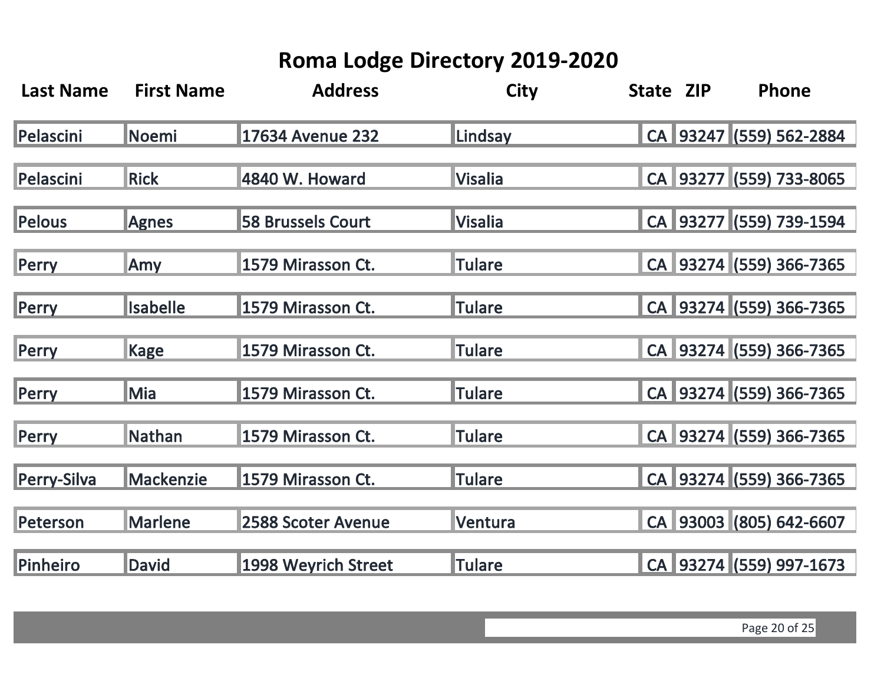# Roma Lodge Directory 2019-2020

| Last Name | First Name | Address | City | State | ZIP | Phone |
|---|---|---|---|---|---|---|
| Pelascini | Noemi | 17634 Avenue 232 | Lindsay | CA | 93247 | (559) 562-2884 |
| Pelascini | Rick | 4840 W. Howard | Visalia | CA | 93277 | (559) 733-8065 |
| Pelous | Agnes | 58 Brussels Court | Visalia | CA | 93277 | (559) 739-1594 |
| Perry | Amy | 1579 Mirasson Ct. | Tulare | CA | 93274 | (559) 366-7365 |
| Perry | Isabelle | 1579 Mirasson Ct. | Tulare | CA | 93274 | (559) 366-7365 |
| Perry | Kage | 1579 Mirasson Ct. | Tulare | CA | 93274 | (559) 366-7365 |
| Perry | Mia | 1579 Mirasson Ct. | Tulare | CA | 93274 | (559) 366-7365 |
| Perry | Nathan | 1579 Mirasson Ct. | Tulare | CA | 93274 | (559) 366-7365 |
| Perry-Silva | Mackenzie | 1579 Mirasson Ct. | Tulare | CA | 93274 | (559) 366-7365 |
| Peterson | Marlene | 2588 Scoter Avenue | Ventura | CA | 93003 | (805) 642-6607 |
| Pinheiro | David | 1998 Weyrich Street | Tulare | CA | 93274 | (559) 997-1673 |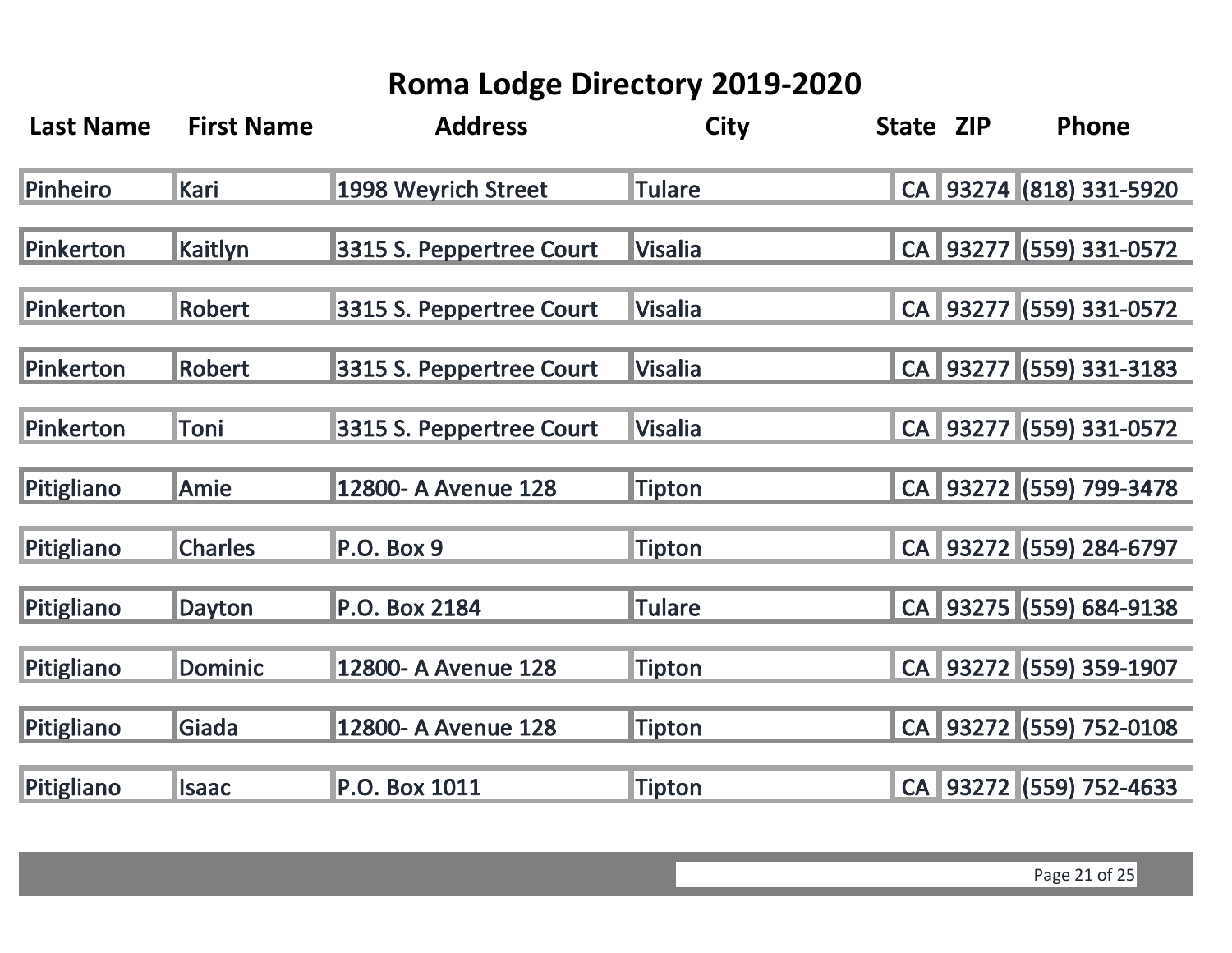# Roma Lodge Directory 2019-2020

| Last Name | First Name | Address | City | State | ZIP | Phone |
|---|---|---|---|---|---|---|
| Pinheiro | Kari | 1998 Weyrich Street | Tulare | CA | 93274 | (818) 331-5920 |
| Pinkerton | Kaitlyn | 3315 S. Peppertree Court | Visalia | CA | 93277 | (559) 331-0572 |
| Pinkerton | Robert | 3315 S. Peppertree Court | Visalia | CA | 93277 | (559) 331-0572 |
| Pinkerton | Robert | 3315 S. Peppertree Court | Visalia | CA | 93277 | (559) 331-3183 |
| Pinkerton | Toni | 3315 S. Peppertree Court | Visalia | CA | 93277 | (559) 331-0572 |
| Pitigliano | Amie | 12800- A Avenue 128 | Tipton | CA | 93272 | (559) 799-3478 |
| Pitigliano | Charles | P.O. Box 9 | Tipton | CA | 93272 | (559) 284-6797 |
| Pitigliano | Dayton | P.O. Box 2184 | Tulare | CA | 93275 | (559) 684-9138 |
| Pitigliano | Dominic | 12800- A Avenue 128 | Tipton | CA | 93272 | (559) 359-1907 |
| Pitigliano | Giada | 12800- A Avenue 128 | Tipton | CA | 93272 | (559) 752-0108 |
| Pitigliano | Isaac | P.O. Box 1011 | Tipton | CA | 93272 | (559) 752-4633 |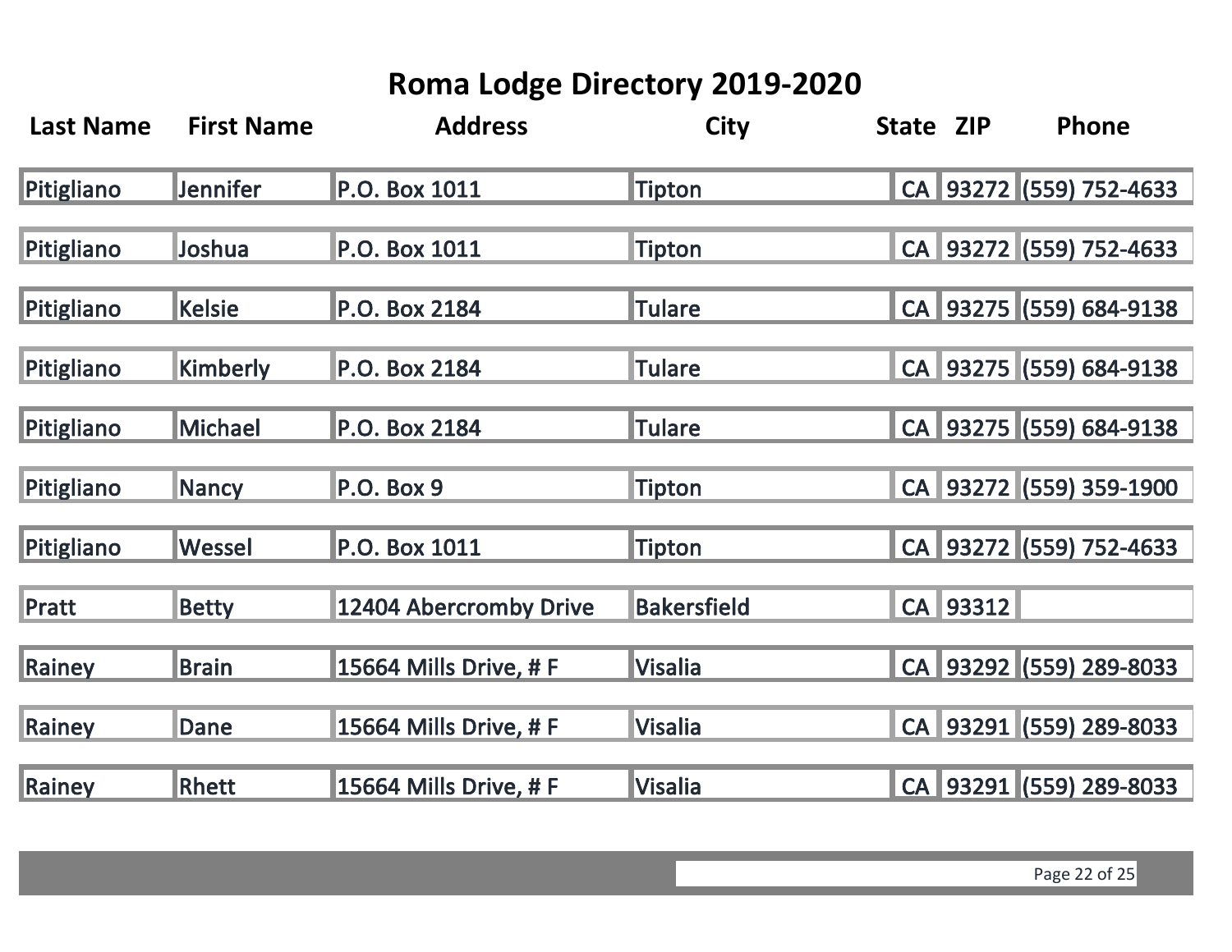# Roma Lodge Directory 2019-2020

| Last Name | First Name | Address | City | State | ZIP | Phone |
|---|---|---|---|---|---|---|
| Pitigliano | Jennifer | P.O. Box 1011 | Tipton | CA | 93272 | (559) 752-4633 |
| Pitigliano | Joshua | P.O. Box 1011 | Tipton | CA | 93272 | (559) 752-4633 |
| Pitigliano | Kelsie | P.O. Box 2184 | Tulare | CA | 93275 | (559) 684-9138 |
| Pitigliano | Kimberly | P.O. Box 2184 | Tulare | CA | 93275 | (559) 684-9138 |
| Pitigliano | Michael | P.O. Box 2184 | Tulare | CA | 93275 | (559) 684-9138 |
| Pitigliano | Nancy | P.O. Box 9 | Tipton | CA | 93272 | (559) 359-1900 |
| Pitigliano | Wessel | P.O. Box 1011 | Tipton | CA | 93272 | (559) 752-4633 |
| Pratt | Betty | 12404 Abercromby Drive | Bakersfield | CA | 93312 | |
| Rainey | Brain | 15664 Mills Drive, # F | Visalia | CA | 93292 | (559) 289-8033 |
| Rainey | Dane | 15664 Mills Drive, # F | Visalia | CA | 93291 | (559) 289-8033 |
| Rainey | Rhett | 15664 Mills Drive, # F | Visalia | CA | 93291 | (559) 289-8033 |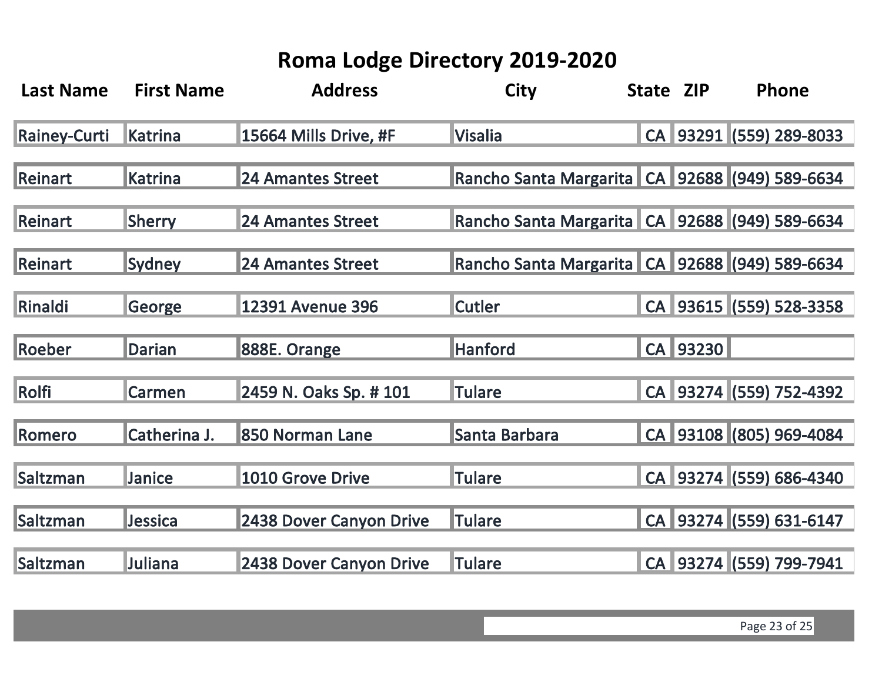# Roma Lodge Directory 2019-2020

| Last Name | First Name | Address | City | State | ZIP | Phone |
|---|---|---|---|---|---|---|
| Rainey-Curti | Katrina | 15664 Mills Drive, #F | Visalia | CA | 93291 | (559) 289-8033 |
| Reinart | Katrina | 24 Amantes Street | Rancho Santa Margarita | CA | 92688 | (949) 589-6634 |
| Reinart | Sherry | 24 Amantes Street | Rancho Santa Margarita | CA | 92688 | (949) 589-6634 |
| Reinart | Sydney | 24 Amantes Street | Rancho Santa Margarita | CA | 92688 | (949) 589-6634 |
| Rinaldi | George | 12391 Avenue 396 | Cutler | CA | 93615 | (559) 528-3358 |
| Roeber | Darian | 888E. Orange | Hanford | CA | 93230 | |
| Rolfi | Carmen | 2459 N. Oaks Sp. # 101 | Tulare | CA | 93274 | (559) 752-4392 |
| Romero | Catherina J. | 850 Norman Lane | Santa Barbara | CA | 93108 | (805) 969-4084 |
| Saltzman | Janice | 1010 Grove Drive | Tulare | CA | 93274 | (559) 686-4340 |
| Saltzman | Jessica | 2438 Dover Canyon Drive | Tulare | CA | 93274 | (559) 631-6147 |
| Saltzman | Juliana | 2438 Dover Canyon Drive | Tulare | CA | 93274 | (559) 799-7941 |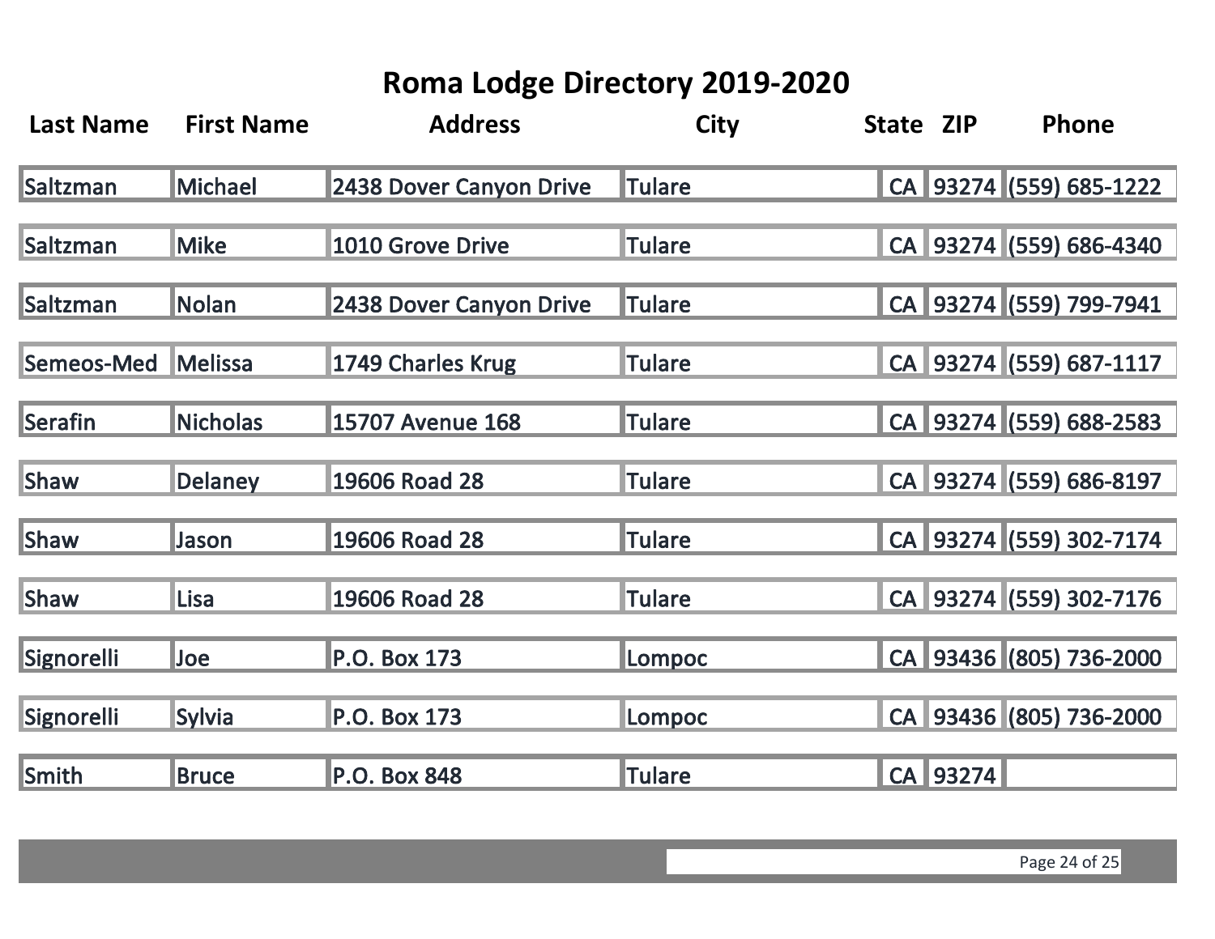# Roma Lodge Directory 2019-2020

| Last Name | First Name | Address | City | State | ZIP | Phone |
|---|---|---|---|---|---|---|
| Saltzman | Michael | 2438 Dover Canyon Drive | Tulare | CA | 93274 | (559) 685-1222 |
| Saltzman | Mike | 1010 Grove Drive | Tulare | CA | 93274 | (559) 686-4340 |
| Saltzman | Nolan | 2438 Dover Canyon Drive | Tulare | CA | 93274 | (559) 799-7941 |
| Semeos-Med | Melissa | 1749 Charles Krug | Tulare | CA | 93274 | (559) 687-1117 |
| Serafin | Nicholas | 15707 Avenue 168 | Tulare | CA | 93274 | (559) 688-2583 |
| Shaw | Delaney | 19606 Road 28 | Tulare | CA | 93274 | (559) 686-8197 |
| Shaw | Jason | 19606 Road 28 | Tulare | CA | 93274 | (559) 302-7174 |
| Shaw | Lisa | 19606 Road 28 | Tulare | CA | 93274 | (559) 302-7176 |
| Signorelli | Joe | P.O. Box 173 | Lompoc | CA | 93436 | (805) 736-2000 |
| Signorelli | Sylvia | P.O. Box 173 | Lompoc | CA | 93436 | (805) 736-2000 |
| Smith | Bruce | P.O. Box 848 | Tulare | CA | 93274 | |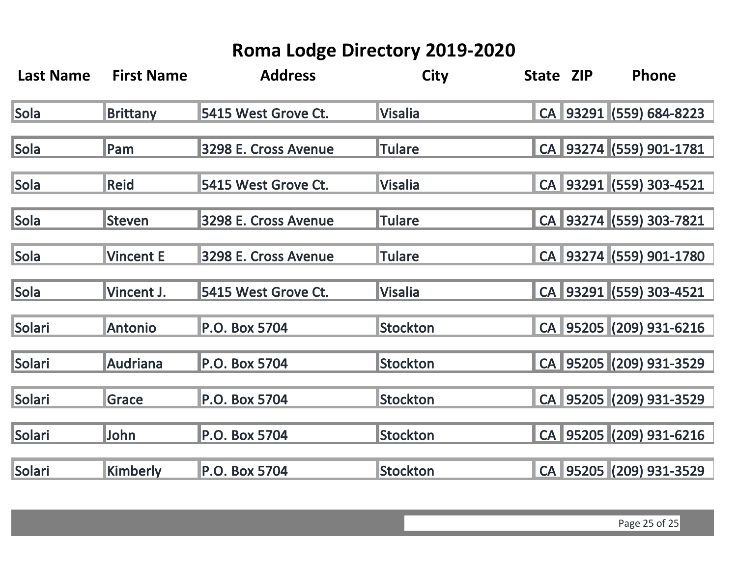# Roma Lodge Directory 2019-2020

| Last Name | First Name | Address | City | State | ZIP | Phone |
|---|---|---|---|---|---|---|
| Sola | Brittany | 5415 West Grove Ct. | Visalia | CA | 93291 | (559) 684-8223 |
| Sola | Pam | 3298 E. Cross Avenue | Tulare | CA | 93274 | (559) 901-1781 |
| Sola | Reid | 5415 West Grove Ct. | Visalia | CA | 93291 | (559) 303-4521 |
| Sola | Steven | 3298 E. Cross Avenue | Tulare | CA | 93274 | (559) 303-7821 |
| Sola | Vincent E | 3298 E. Cross Avenue | Tulare | CA | 93274 | (559) 901-1780 |
| Sola | Vincent J. | 5415 West Grove Ct. | Visalia | CA | 93291 | (559) 303-4521 |
| Solari | Antonio | P.O. Box 5704 | Stockton | CA | 95205 | (209) 931-6216 |
| Solari | Audriana | P.O. Box 5704 | Stockton | CA | 95205 | (209) 931-3529 |
| Solari | Grace | P.O. Box 5704 | Stockton | CA | 95205 | (209) 931-3529 |
| Solari | John | P.O. Box 5704 | Stockton | CA | 95205 | (209) 931-6216 |
| Solari | Kimberly | P.O. Box 5704 | Stockton | CA | 95205 | (209) 931-3529 |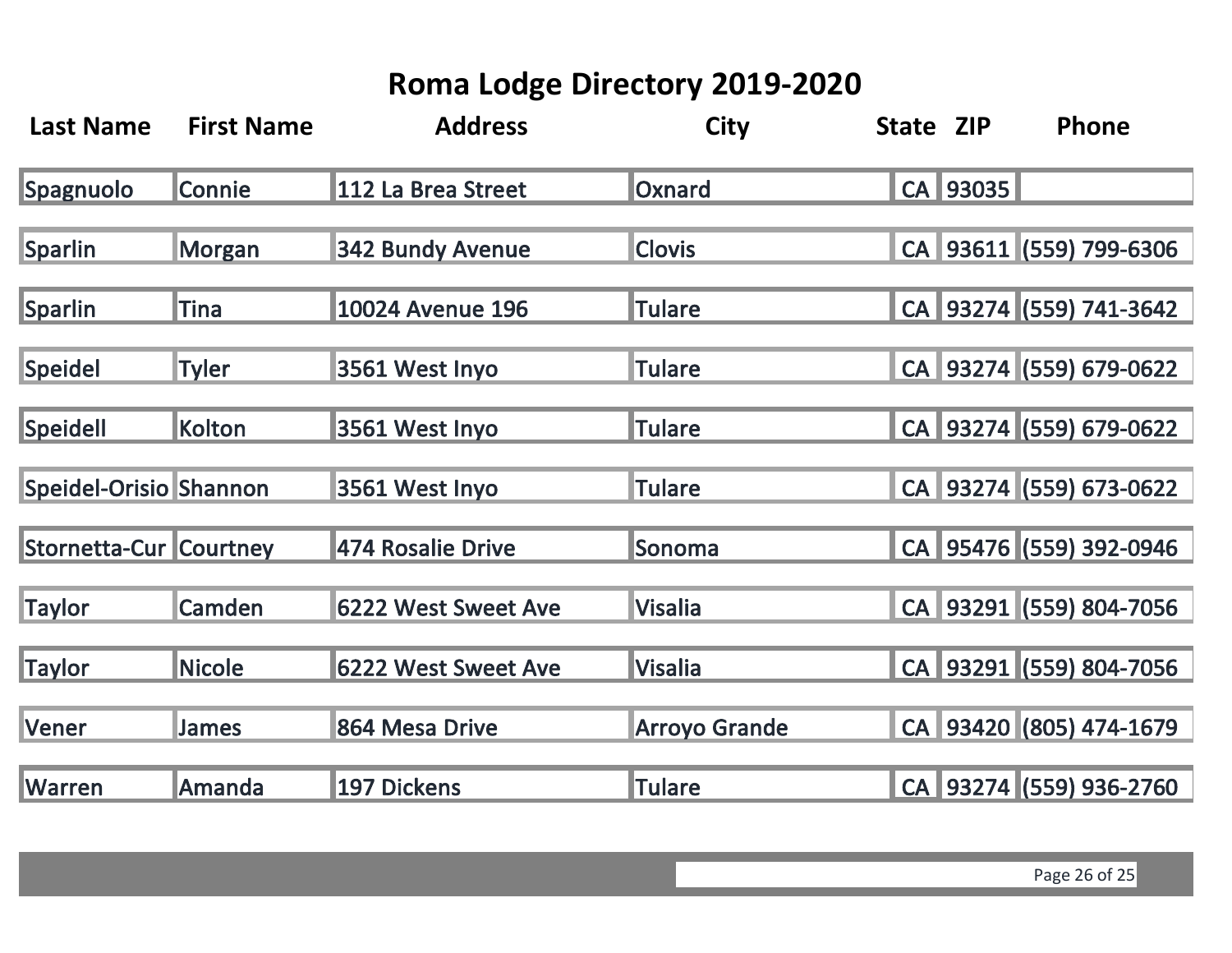# Roma Lodge Directory 2019-2020

| Last Name | First Name | Address | City | State | ZIP | Phone |
|---|---|---|---|---|---|---|
| Spagnuolo | Connie | 112 La Brea Street | Oxnard | CA | 93035 | |
| Sparlin | Morgan | 342 Bundy Avenue | Clovis | CA | 93611 | (559) 799-6306 |
| Sparlin | Tina | 10024 Avenue 196 | Tulare | CA | 93274 | (559) 741-3642 |
| Speidel | Tyler | 3561 West Inyo | Tulare | CA | 93274 | (559) 679-0622 |
| Speidell | Kolton | 3561 West Inyo | Tulare | CA | 93274 | (559) 679-0622 |
| Speidel-Orisio | Shannon | 3561 West Inyo | Tulare | CA | 93274 | (559) 673-0622 |
| Stornetta-Cur | Courtney | 474 Rosalie Drive | Sonoma | CA | 95476 | (559) 392-0946 |
| Taylor | Camden | 6222 West Sweet Ave | Visalia | CA | 93291 | (559) 804-7056 |
| Taylor | Nicole | 6222 West Sweet Ave | Visalia | CA | 93291 | (559) 804-7056 |
| Vener | James | 864 Mesa Drive | Arroyo Grande | CA | 93420 | (805) 474-1679 |
| Warren | Amanda | 197 Dickens | Tulare | CA | 93274 | (559) 936-2760 |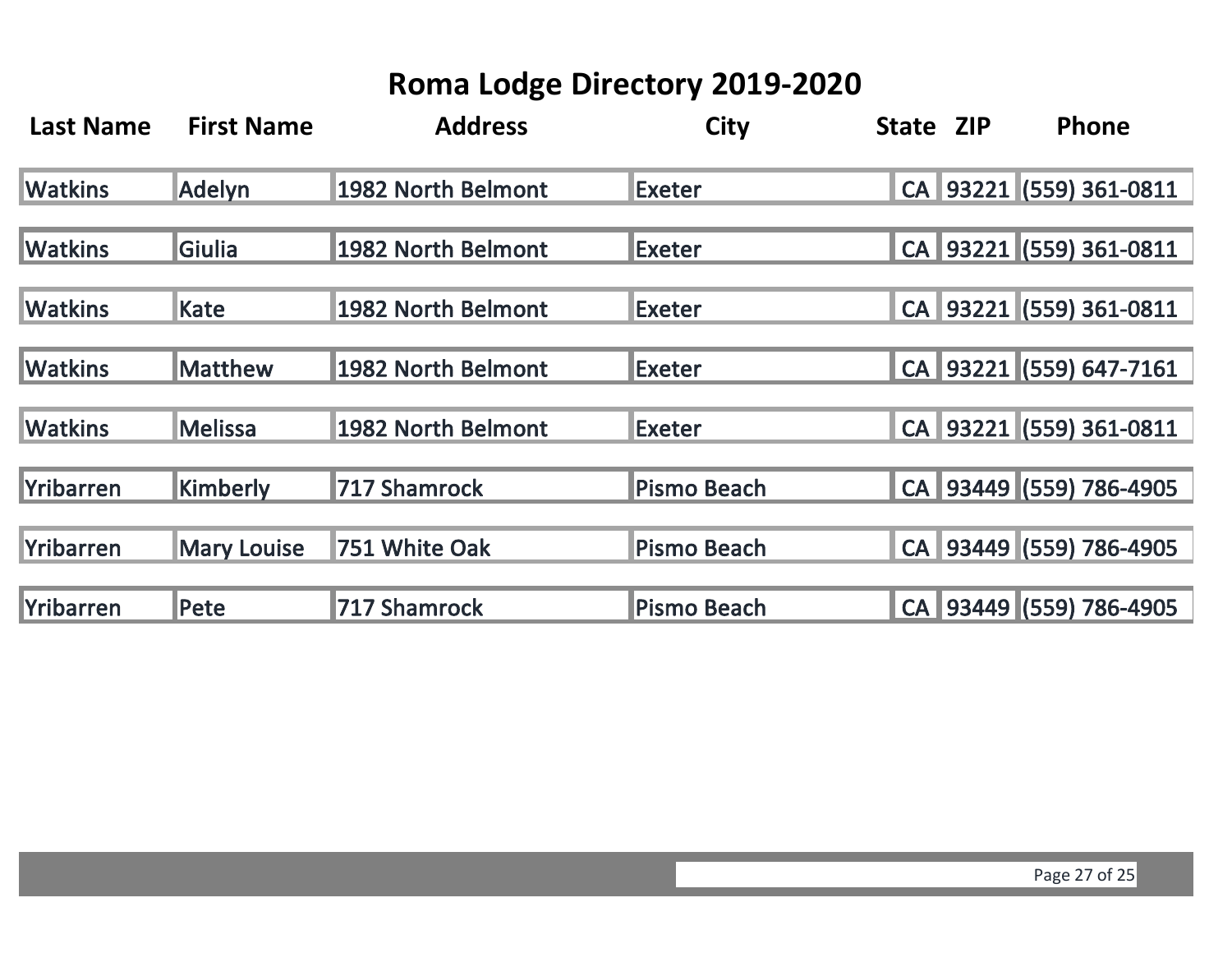# Roma Lodge Directory 2019-2020

| Last Name | First Name | Address | City | State | ZIP | Phone |
|---|---|---|---|---|---|---|
| Watkins | Adelyn | 1982 North Belmont | Exeter | CA | 93221 | (559) 361-0811 |
| Watkins | Giulia | 1982 North Belmont | Exeter | CA | 93221 | (559) 361-0811 |
| Watkins | Kate | 1982 North Belmont | Exeter | CA | 93221 | (559) 361-0811 |
| Watkins | Matthew | 1982 North Belmont | Exeter | CA | 93221 | (559) 647-7161 |
| Watkins | Melissa | 1982 North Belmont | Exeter | CA | 93221 | (559) 361-0811 |
| Yribarren | Kimberly | 717 Shamrock | Pismo Beach | CA | 93449 | (559) 786-4905 |
| Yribarren | Mary Louise | 751 White Oak | Pismo Beach | CA | 93449 | (559) 786-4905 |
| Yribarren | Pete | 717 Shamrock | Pismo Beach | CA | 93449 | (559) 786-4905 |